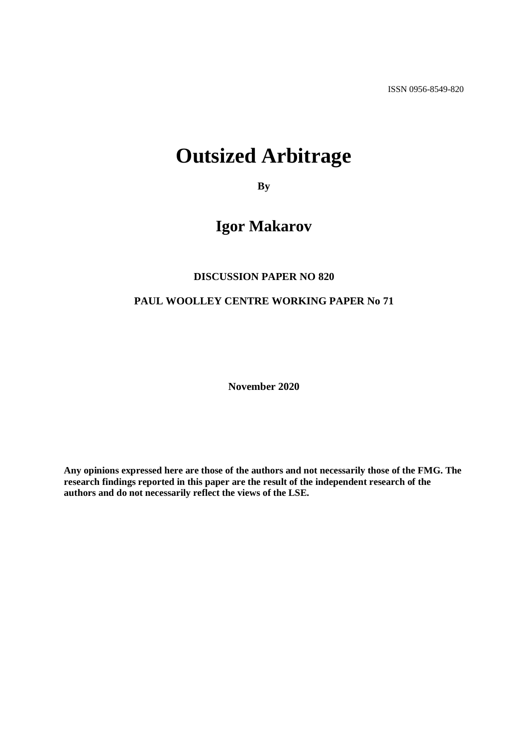ISSN 0956-8549-820

# Outsized Arbitrage

**By**

## Igor Makarov

**DISCUSSION PAPER NO 820**

**PAUL WOOLLEY CENTRE WORKING PAPER No 71**

**November 2020**

**Any opinions expressed here are those of the authors and not necessarily those of the FMG. The research findings reported in this paper are the result of the independent research of the authors and do not necessarily reflect the views of the LSE.**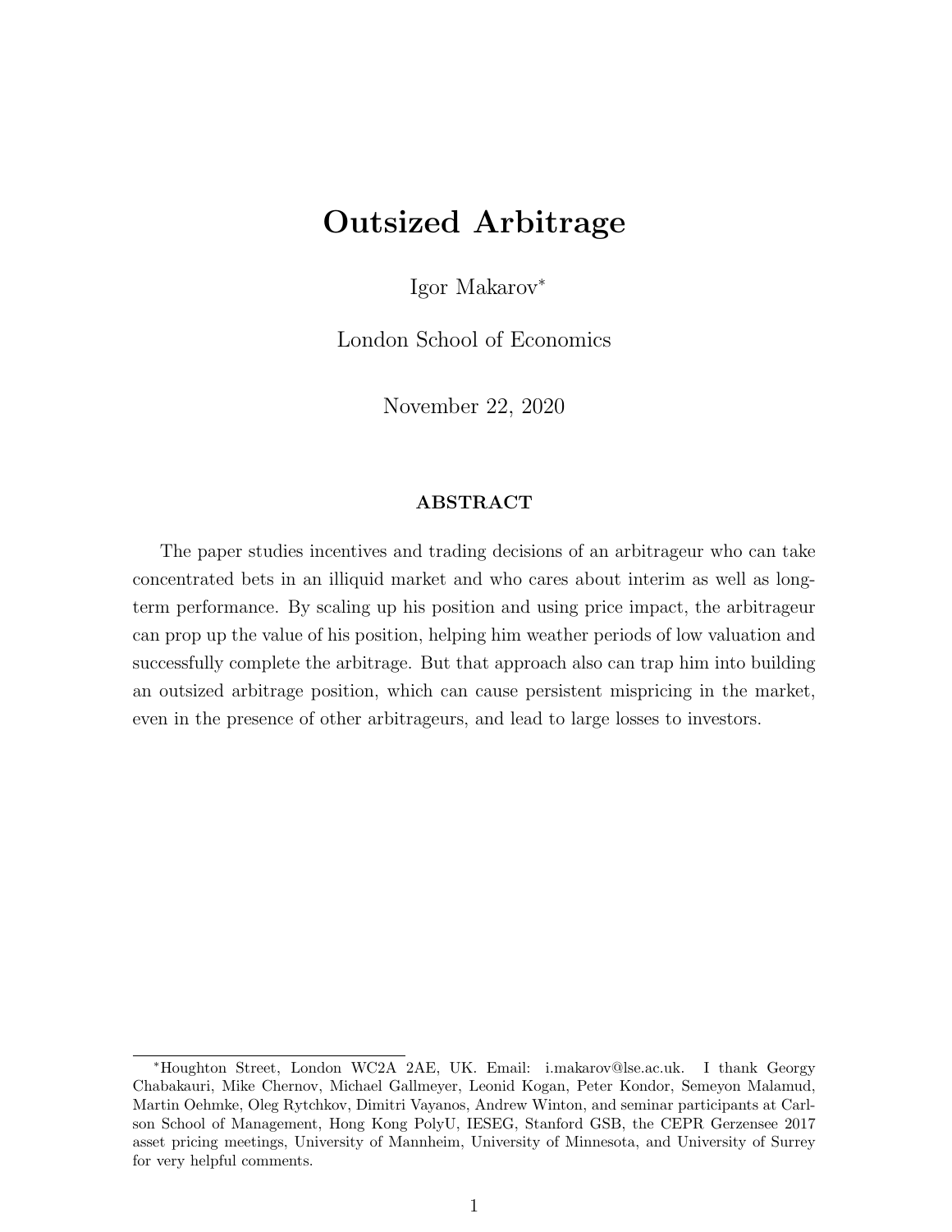# Outsized Arbitrage

Igor Makarov*

London School of Economics

November 22, 2020

## ABSTRACT

The paper studies incentives and trading decisions of an arbitrageur who can take concentrated bets in an illiquid market and who cares about interim as well as long-term performance. By scaling up his position and using price impact, the arbitrageur can prop up the value of his position, helping him weather periods of low valuation and successfully complete the arbitrage. But that approach also can trap him into building an outsized arbitrage position, which can cause persistent mispricing in the market, even in the presence of other arbitrageurs, and lead to large losses to investors.

---

*Houghton Street, London WC2A 2AE, UK. Email: i.makarov@lse.ac.uk. I thank Georgy Chabakauri, Mike Chernov, Michael Gallmeyer, Leonid Kogan, Peter Kondor, Semeyon Malamud, Martin Oehmke, Oleg Rytchkov, Dimitri Vayanos, Andrew Winton, and seminar participants at Carlson School of Management, Hong Kong PolyU, IESEG, Stanford GSB, the CEPR Gerzensee 2017 asset pricing meetings, University of Mannheim, University of Minnesota, and University of Surrey for very helpful comments.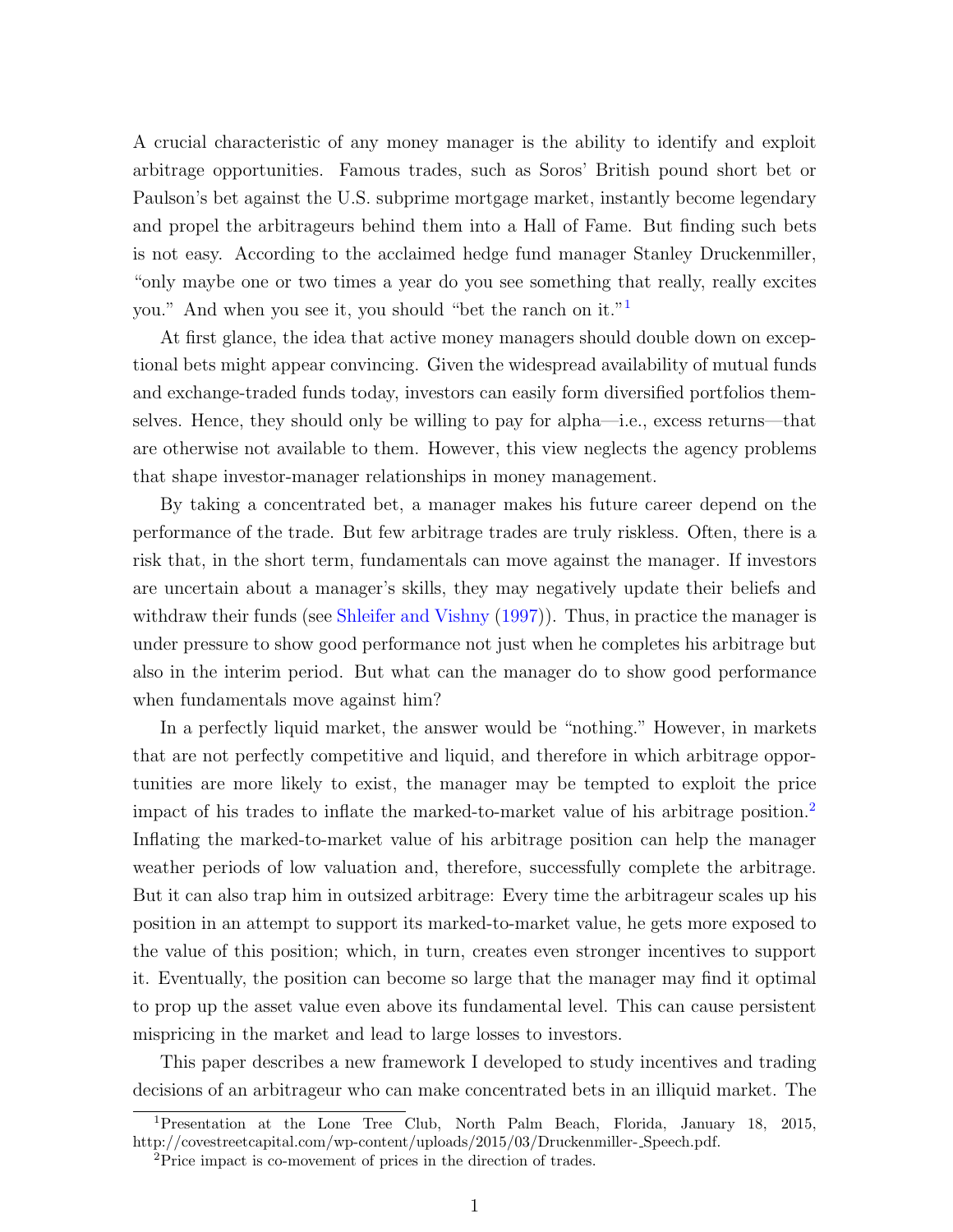A crucial characteristic of any money manager is the ability to identify and exploit arbitrage opportunities. Famous trades, such as Soros' British pound short bet or Paulson's bet against the U.S. subprime mortgage market, instantly become legendary and propel the arbitrageurs behind them into a Hall of Fame. But finding such bets is not easy. According to the acclaimed hedge fund manager Stanley Druckenmiller, "only maybe one or two times a year do you see something that really, really excites you." And when you see it, you should "bet the ranch on it."[1]

At first glance, the idea that active money managers should double down on exceptional bets might appear convincing. Given the widespread availability of mutual funds and exchange-traded funds today, investors can easily form diversified portfolios themselves. Hence, they should only be willing to pay for alpha—i.e., excess returns—that are otherwise not available to them. However, this view neglects the agency problems that shape investor-manager relationships in money management.

By taking a concentrated bet, a manager makes his future career depend on the performance of the trade. But few arbitrage trades are truly riskless. Often, there is a risk that, in the short term, fundamentals can move against the manager. If investors are uncertain about a manager's skills, they may negatively update their beliefs and withdraw their funds (see Shleifer and Vishny (1997)). Thus, in practice the manager is under pressure to show good performance not just when he completes his arbitrage but also in the interim period. But what can the manager do to show good performance when fundamentals move against him?

In a perfectly liquid market, the answer would be "nothing." However, in markets that are not perfectly competitive and liquid, and therefore in which arbitrage opportunities are more likely to exist, the manager may be tempted to exploit the price impact of his trades to inflate the marked-to-market value of his arbitrage position.[2] Inflating the marked-to-market value of his arbitrage position can help the manager weather periods of low valuation and, therefore, successfully complete the arbitrage. But it can also trap him in outsized arbitrage: Every time the arbitrageur scales up his position in an attempt to support its marked-to-market value, he gets more exposed to the value of this position; which, in turn, creates even stronger incentives to support it. Eventually, the position can become so large that the manager may find it optimal to prop up the asset value even above its fundamental level. This can cause persistent mispricing in the market and lead to large losses to investors.

This paper describes a new framework I developed to study incentives and trading decisions of an arbitrageur who can make concentrated bets in an illiquid market. The

[1] Presentation at the Lone Tree Club, North Palm Beach, Florida, January 18, 2015, http://covestreetcapital.com/wp-content/uploads/2015/03/Druckenmiller-_Speech.pdf.

[2] Price impact is co-movement of prices in the direction of trades.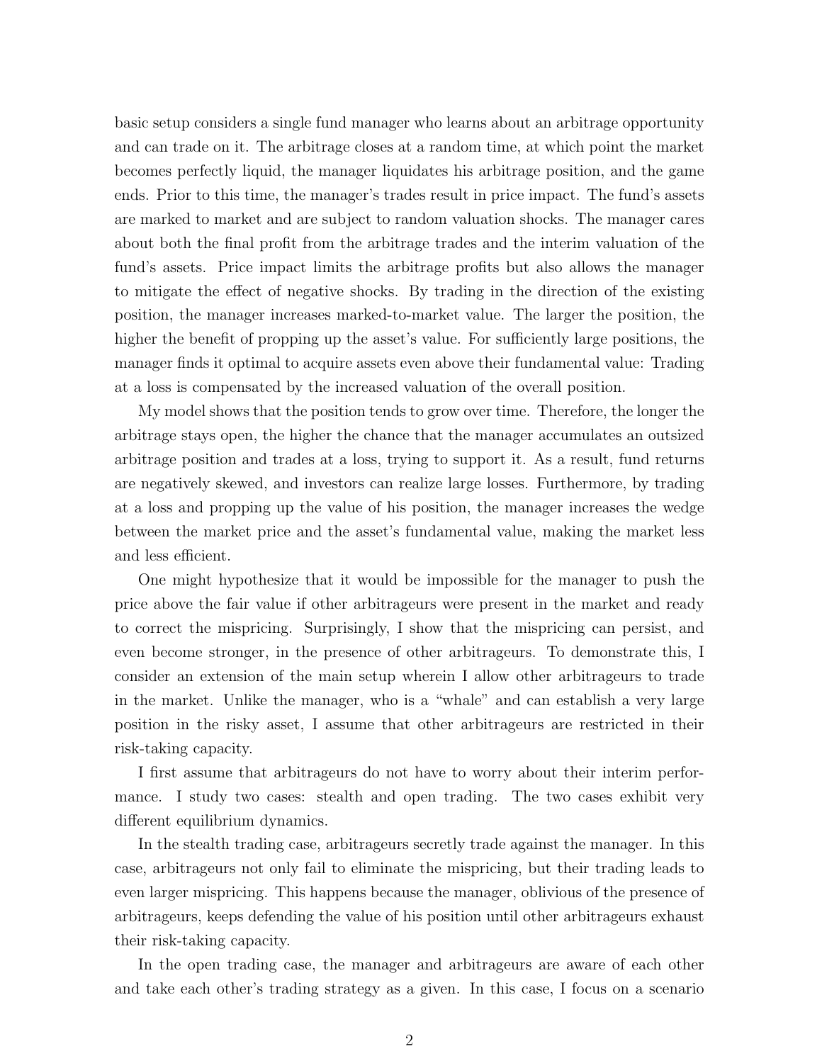basic setup considers a single fund manager who learns about an arbitrage opportunity and can trade on it. The arbitrage closes at a random time, at which point the market becomes perfectly liquid, the manager liquidates his arbitrage position, and the game ends. Prior to this time, the manager's trades result in price impact. The fund's assets are marked to market and are subject to random valuation shocks. The manager cares about both the final profit from the arbitrage trades and the interim valuation of the fund's assets. Price impact limits the arbitrage profits but also allows the manager to mitigate the effect of negative shocks. By trading in the direction of the existing position, the manager increases marked-to-market value. The larger the position, the higher the benefit of propping up the asset's value. For sufficiently large positions, the manager finds it optimal to acquire assets even above their fundamental value: Trading at a loss is compensated by the increased valuation of the overall position.

My model shows that the position tends to grow over time. Therefore, the longer the arbitrage stays open, the higher the chance that the manager accumulates an outsized arbitrage position and trades at a loss, trying to support it. As a result, fund returns are negatively skewed, and investors can realize large losses. Furthermore, by trading at a loss and propping up the value of his position, the manager increases the wedge between the market price and the asset's fundamental value, making the market less and less efficient.

One might hypothesize that it would be impossible for the manager to push the price above the fair value if other arbitrageurs were present in the market and ready to correct the mispricing. Surprisingly, I show that the mispricing can persist, and even become stronger, in the presence of other arbitrageurs. To demonstrate this, I consider an extension of the main setup wherein I allow other arbitrageurs to trade in the market. Unlike the manager, who is a "whale" and can establish a very large position in the risky asset, I assume that other arbitrageurs are restricted in their risk-taking capacity.

I first assume that arbitrageurs do not have to worry about their interim performance. I study two cases: stealth and open trading. The two cases exhibit very different equilibrium dynamics.

In the stealth trading case, arbitrageurs secretly trade against the manager. In this case, arbitrageurs not only fail to eliminate the mispricing, but their trading leads to even larger mispricing. This happens because the manager, oblivious of the presence of arbitrageurs, keeps defending the value of his position until other arbitrageurs exhaust their risk-taking capacity.

In the open trading case, the manager and arbitrageurs are aware of each other and take each other's trading strategy as a given. In this case, I focus on a scenario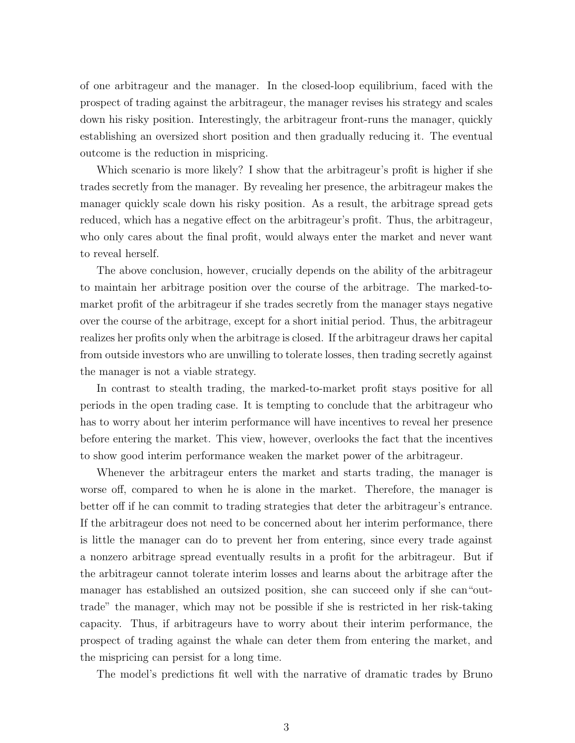of one arbitrageur and the manager. In the closed-loop equilibrium, faced with the prospect of trading against the arbitrageur, the manager revises his strategy and scales down his risky position. Interestingly, the arbitrageur front-runs the manager, quickly establishing an oversized short position and then gradually reducing it. The eventual outcome is the reduction in mispricing.

Which scenario is more likely? I show that the arbitrageur's profit is higher if she trades secretly from the manager. By revealing her presence, the arbitrageur makes the manager quickly scale down his risky position. As a result, the arbitrage spread gets reduced, which has a negative effect on the arbitrageur's profit. Thus, the arbitrageur, who only cares about the final profit, would always enter the market and never want to reveal herself.

The above conclusion, however, crucially depends on the ability of the arbitrageur to maintain her arbitrage position over the course of the arbitrage. The marked-to-market profit of the arbitrageur if she trades secretly from the manager stays negative over the course of the arbitrage, except for a short initial period. Thus, the arbitrageur realizes her profits only when the arbitrage is closed. If the arbitrageur draws her capital from outside investors who are unwilling to tolerate losses, then trading secretly against the manager is not a viable strategy.

In contrast to stealth trading, the marked-to-market profit stays positive for all periods in the open trading case. It is tempting to conclude that the arbitrageur who has to worry about her interim performance will have incentives to reveal her presence before entering the market. This view, however, overlooks the fact that the incentives to show good interim performance weaken the market power of the arbitrageur.

Whenever the arbitrageur enters the market and starts trading, the manager is worse off, compared to when he is alone in the market. Therefore, the manager is better off if he can commit to trading strategies that deter the arbitrageur's entrance. If the arbitrageur does not need to be concerned about her interim performance, there is little the manager can do to prevent her from entering, since every trade against a nonzero arbitrage spread eventually results in a profit for the arbitrageur. But if the arbitrageur cannot tolerate interim losses and learns about the arbitrage after the manager has established an outsized position, she can succeed only if she can "out-trade" the manager, which may not be possible if she is restricted in her risk-taking capacity. Thus, if arbitrageurs have to worry about their interim performance, the prospect of trading against the whale can deter them from entering the market, and the mispricing can persist for a long time.

The model's predictions fit well with the narrative of dramatic trades by Bruno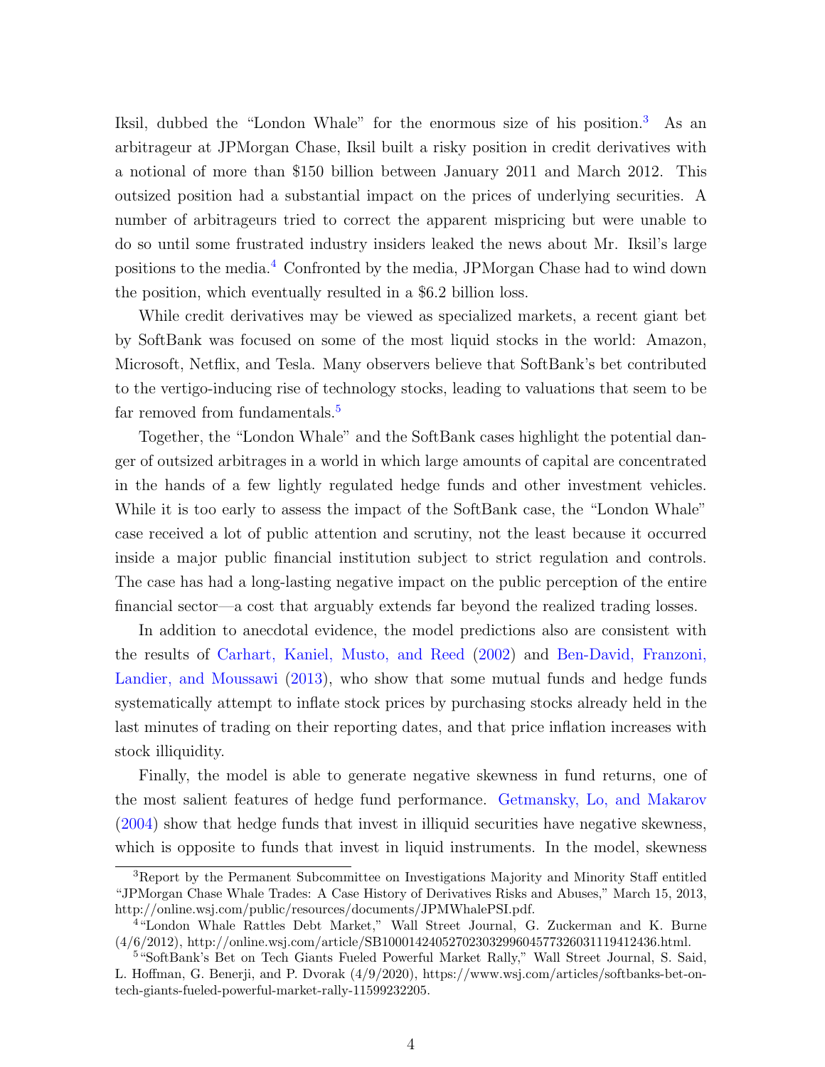Iksil, dubbed the "London Whale" for the enormous size of his position.[3] As an arbitrageur at JPMorgan Chase, Iksil built a risky position in credit derivatives with a notional of more than $150 billion between January 2011 and March 2012. This outsized position had a substantial impact on the prices of underlying securities. A number of arbitrageurs tried to correct the apparent mispricing but were unable to do so until some frustrated industry insiders leaked the news about Mr. Iksil's large positions to the media.[4] Confronted by the media, JPMorgan Chase had to wind down the position, which eventually resulted in a $6.2 billion loss.

While credit derivatives may be viewed as specialized markets, a recent giant bet by SoftBank was focused on some of the most liquid stocks in the world: Amazon, Microsoft, Netflix, and Tesla. Many observers believe that SoftBank's bet contributed to the vertigo-inducing rise of technology stocks, leading to valuations that seem to be far removed from fundamentals.[5]

Together, the "London Whale" and the SoftBank cases highlight the potential danger of outsized arbitrages in a world in which large amounts of capital are concentrated in the hands of a few lightly regulated hedge funds and other investment vehicles. While it is too early to assess the impact of the SoftBank case, the "London Whale" case received a lot of public attention and scrutiny, not the least because it occurred inside a major public financial institution subject to strict regulation and controls. The case has had a long-lasting negative impact on the public perception of the entire financial sector—a cost that arguably extends far beyond the realized trading losses.

In addition to anecdotal evidence, the model predictions also are consistent with the results of Carhart, Kaniel, Musto, and Reed (2002) and Ben-David, Franzoni, Landier, and Moussawi (2013), who show that some mutual funds and hedge funds systematically attempt to inflate stock prices by purchasing stocks already held in the last minutes of trading on their reporting dates, and that price inflation increases with stock illiquidity.

Finally, the model is able to generate negative skewness in fund returns, one of the most salient features of hedge fund performance. Getmansky, Lo, and Makarov (2004) show that hedge funds that invest in illiquid securities have negative skewness, which is opposite to funds that invest in liquid instruments. In the model, skewness

[3] Report by the Permanent Subcommittee on Investigations Majority and Minority Staff entitled "JPMorgan Chase Whale Trades: A Case History of Derivatives Risks and Abuses," March 15, 2013, http://online.wsj.com/public/resources/documents/JPMWhalePSI.pdf.

[4] "London Whale Rattles Debt Market," Wall Street Journal, G. Zuckerman and K. Burne (4/6/2012), http://online.wsj.com/article/SB10001424052702303299604577326031119412436.html.

[5] "SoftBank's Bet on Tech Giants Fueled Powerful Market Rally," Wall Street Journal, S. Said, L. Hoffman, G. Benerji, and P. Dvorak (4/9/2020), https://www.wsj.com/articles/softbanks-bet-on-tech-giants-fueled-powerful-market-rally-11599232205.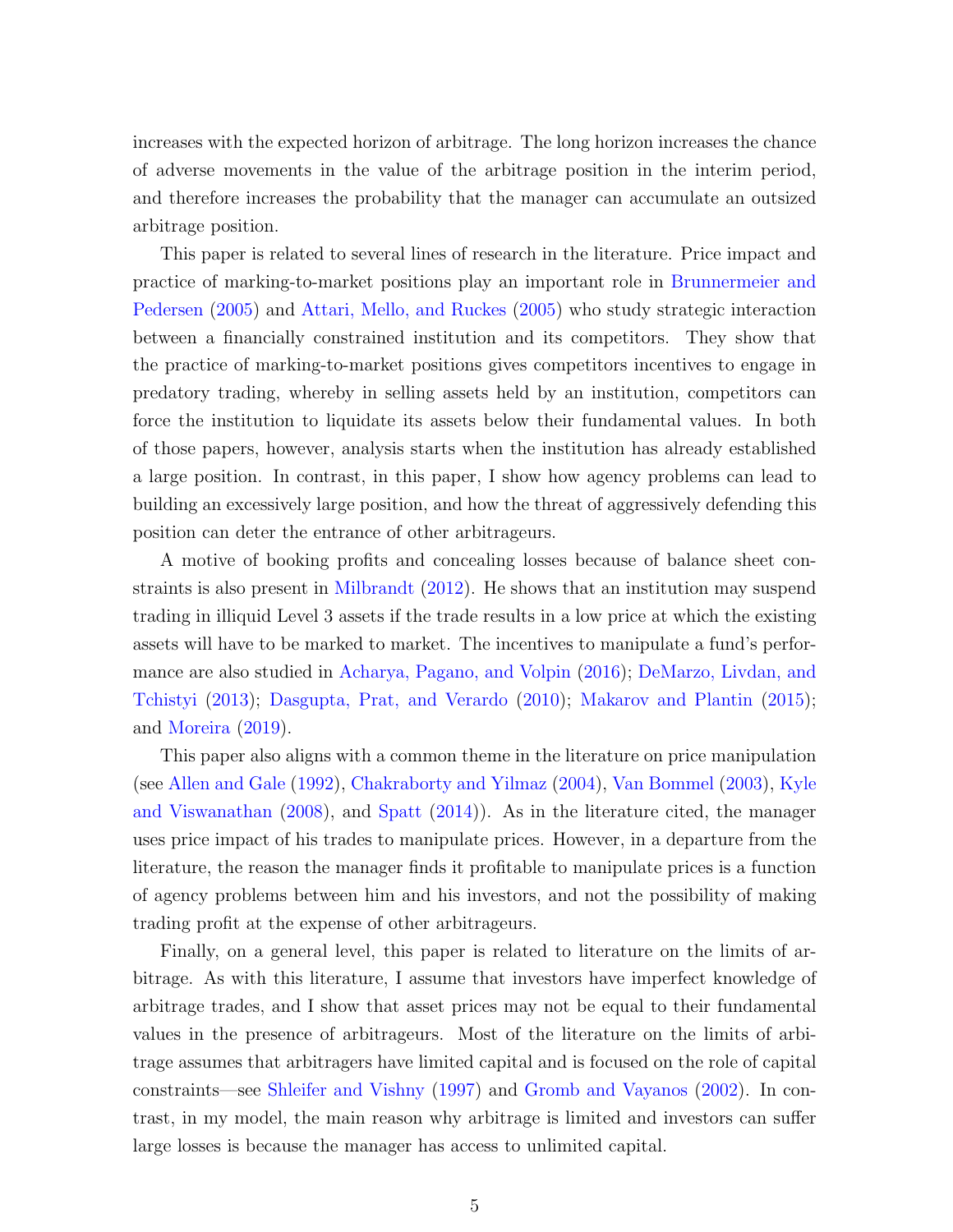increases with the expected horizon of arbitrage. The long horizon increases the chance of adverse movements in the value of the arbitrage position in the interim period, and therefore increases the probability that the manager can accumulate an outsized arbitrage position.

This paper is related to several lines of research in the literature. Price impact and practice of marking-to-market positions play an important role in Brunnermeier and Pedersen (2005) and Attari, Mello, and Ruckes (2005) who study strategic interaction between a financially constrained institution and its competitors. They show that the practice of marking-to-market positions gives competitors incentives to engage in predatory trading, whereby in selling assets held by an institution, competitors can force the institution to liquidate its assets below their fundamental values. In both of those papers, however, analysis starts when the institution has already established a large position. In contrast, in this paper, I show how agency problems can lead to building an excessively large position, and how the threat of aggressively defending this position can deter the entrance of other arbitrageurs.

A motive of booking profits and concealing losses because of balance sheet constraints is also present in Milbrandt (2012). He shows that an institution may suspend trading in illiquid Level 3 assets if the trade results in a low price at which the existing assets will have to be marked to market. The incentives to manipulate a fund's performance are also studied in Acharya, Pagano, and Volpin (2016); DeMarzo, Livdan, and Tchistyi (2013); Dasgupta, Prat, and Verardo (2010); Makarov and Plantin (2015); and Moreira (2019).

This paper also aligns with a common theme in the literature on price manipulation (see Allen and Gale (1992), Chakraborty and Yilmaz (2004), Van Bommel (2003), Kyle and Viswanathan (2008), and Spatt (2014)). As in the literature cited, the manager uses price impact of his trades to manipulate prices. However, in a departure from the literature, the reason the manager finds it profitable to manipulate prices is a function of agency problems between him and his investors, and not the possibility of making trading profit at the expense of other arbitrageurs.

Finally, on a general level, this paper is related to literature on the limits of arbitrage. As with this literature, I assume that investors have imperfect knowledge of arbitrage trades, and I show that asset prices may not be equal to their fundamental values in the presence of arbitrageurs. Most of the literature on the limits of arbitrage assumes that arbitragers have limited capital and is focused on the role of capital constraints—see Shleifer and Vishny (1997) and Gromb and Vayanos (2002). In contrast, in my model, the main reason why arbitrage is limited and investors can suffer large losses is because the manager has access to unlimited capital.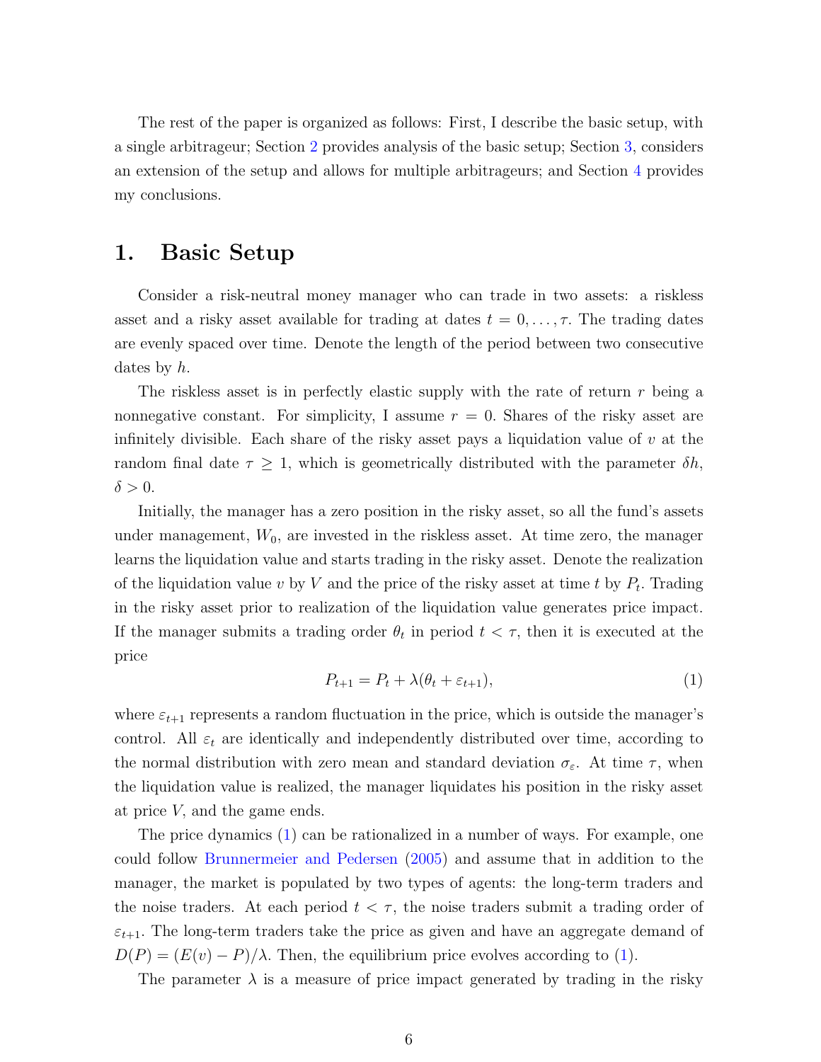The rest of the paper is organized as follows: First, I describe the basic setup, with a single arbitrageur; Section 2 provides analysis of the basic setup; Section 3, considers an extension of the setup and allows for multiple arbitrageurs; and Section 4 provides my conclusions.

# 1. Basic Setup

Consider a risk-neutral money manager who can trade in two assets: a riskless asset and a risky asset available for trading at dates $t = 0, \ldots, \tau$. The trading dates are evenly spaced over time. Denote the length of the period between two consecutive dates by $h$.

The riskless asset is in perfectly elastic supply with the rate of return $r$ being a nonnegative constant. For simplicity, I assume $r = 0$. Shares of the risky asset are infinitely divisible. Each share of the risky asset pays a liquidation value of $v$ at the random final date $\tau \geq 1$, which is geometrically distributed with the parameter $\delta h$, $\delta > 0$.

Initially, the manager has a zero position in the risky asset, so all the fund's assets under management, $W_0$, are invested in the riskless asset. At time zero, the manager learns the liquidation value and starts trading in the risky asset. Denote the realization of the liquidation value $v$ by $V$ and the price of the risky asset at time $t$ by $P_t$. Trading in the risky asset prior to realization of the liquidation value generates price impact. If the manager submits a trading order $\theta_t$ in period $t < \tau$, then it is executed at the price

$$P_{t+1} = P_t + \lambda(\theta_t + \varepsilon_{t+1}), \tag{1}$$

where $\varepsilon_{t+1}$ represents a random fluctuation in the price, which is outside the manager's control. All $\varepsilon_t$ are identically and independently distributed over time, according to the normal distribution with zero mean and standard deviation $\sigma_\varepsilon$. At time $\tau$, when the liquidation value is realized, the manager liquidates his position in the risky asset at price $V$, and the game ends.

The price dynamics (1) can be rationalized in a number of ways. For example, one could follow Brunnermeier and Pedersen (2005) and assume that in addition to the manager, the market is populated by two types of agents: the long-term traders and the noise traders. At each period $t < \tau$, the noise traders submit a trading order of $\varepsilon_{t+1}$. The long-term traders take the price as given and have an aggregate demand of $D(P) = (E(v) - P)/\lambda$. Then, the equilibrium price evolves according to (1).

The parameter $\lambda$ is a measure of price impact generated by trading in the risky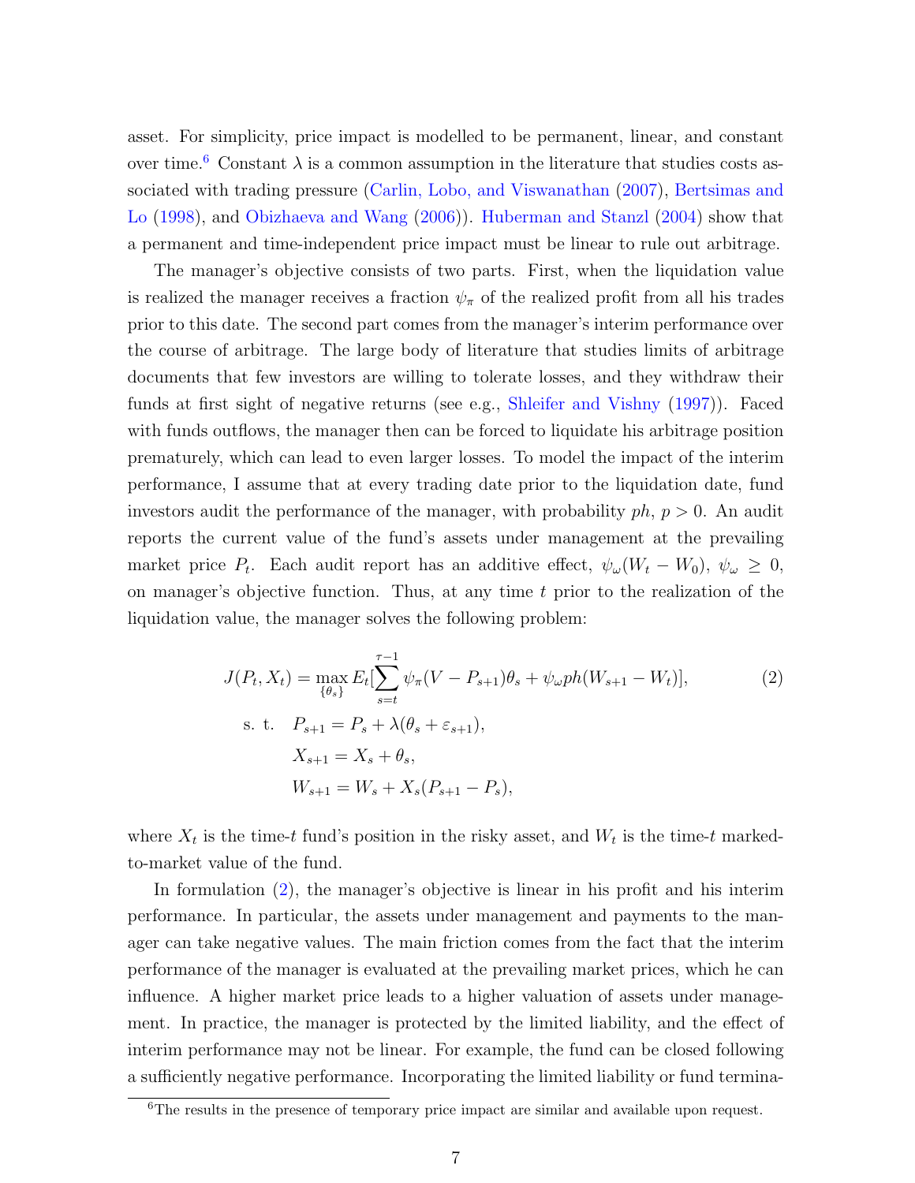asset. For simplicity, price impact is modelled to be permanent, linear, and constant over time.[6] Constant $\lambda$ is a common assumption in the literature that studies costs associated with trading pressure (Carlin, Lobo, and Viswanathan (2007), Bertsimas and Lo (1998), and Obizhaeva and Wang (2006)). Huberman and Stanzl (2004) show that a permanent and time-independent price impact must be linear to rule out arbitrage.

The manager's objective consists of two parts. First, when the liquidation value is realized the manager receives a fraction $\psi_\pi$ of the realized profit from all his trades prior to this date. The second part comes from the manager's interim performance over the course of arbitrage. The large body of literature that studies limits of arbitrage documents that few investors are willing to tolerate losses, and they withdraw their funds at first sight of negative returns (see e.g., Shleifer and Vishny (1997)). Faced with funds outflows, the manager then can be forced to liquidate his arbitrage position prematurely, which can lead to even larger losses. To model the impact of the interim performance, I assume that at every trading date prior to the liquidation date, fund investors audit the performance of the manager, with probability $ph$, $p > 0$. An audit reports the current value of the fund's assets under management at the prevailing market price $P_t$. Each audit report has an additive effect, $\psi_\omega(W_t - W_0)$, $\psi_\omega \geq 0$, on manager's objective function. Thus, at any time $t$ prior to the realization of the liquidation value, the manager solves the following problem:

$$J(P_t, X_t) = \max_{\{\theta_s\}} E_t\left[\sum_{s=t}^{\tau-1} \psi_\pi (V - P_{s+1})\theta_s + \psi_\omega ph(W_{s+1} - W_t)\right], \tag{2}$$

$$\text{s. t.} \quad P_{s+1} = P_s + \lambda(\theta_s + \varepsilon_{s+1}),$$

$$X_{s+1} = X_s + \theta_s,$$

$$W_{s+1} = W_s + X_s(P_{s+1} - P_s),$$

where $X_t$ is the time-$t$ fund's position in the risky asset, and $W_t$ is the time-$t$ marked-to-market value of the fund.

In formulation (2), the manager's objective is linear in his profit and his interim performance. In particular, the assets under management and payments to the manager can take negative values. The main friction comes from the fact that the interim performance of the manager is evaluated at the prevailing market prices, which he can influence. A higher market price leads to a higher valuation of assets under management. In practice, the manager is protected by the limited liability, and the effect of interim performance may not be linear. For example, the fund can be closed following a sufficiently negative performance. Incorporating the limited liability or fund termina-

[6] The results in the presence of temporary price impact are similar and available upon request.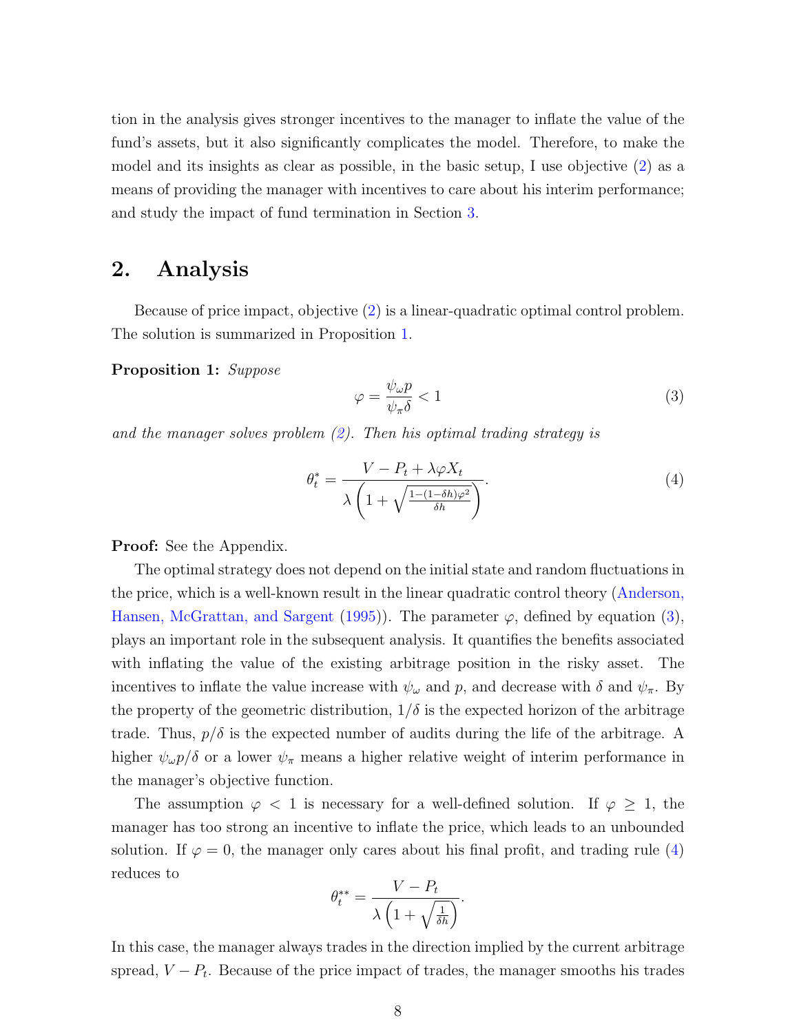tion in the analysis gives stronger incentives to the manager to inflate the value of the fund's assets, but it also significantly complicates the model. Therefore, to make the model and its insights as clear as possible, in the basic setup, I use objective (2) as a means of providing the manager with incentives to care about his interim performance; and study the impact of fund termination in Section 3.

## 2. Analysis

Because of price impact, objective (2) is a linear-quadratic optimal control problem. The solution is summarized in Proposition 1.

**Proposition 1:** *Suppose*

$$\varphi = \frac{\psi_\omega p}{\psi_\pi \delta} < 1 \tag{3}$$

*and the manager solves problem (2). Then his optimal trading strategy is*

$$\theta_t^* = \frac{V - P_t + \lambda \varphi X_t}{\lambda \left(1 + \sqrt{\frac{1-(1-\delta h)\varphi^2}{\delta h}}\right)}. \tag{4}$$

**Proof:** See the Appendix.

The optimal strategy does not depend on the initial state and random fluctuations in the price, which is a well-known result in the linear quadratic control theory (Anderson, Hansen, McGrattan, and Sargent (1995)). The parameter $\varphi$, defined by equation (3), plays an important role in the subsequent analysis. It quantifies the benefits associated with inflating the value of the existing arbitrage position in the risky asset. The incentives to inflate the value increase with $\psi_\omega$ and $p$, and decrease with $\delta$ and $\psi_\pi$. By the property of the geometric distribution, $1/\delta$ is the expected horizon of the arbitrage trade. Thus, $p/\delta$ is the expected number of audits during the life of the arbitrage. A higher $\psi_\omega p/\delta$ or a lower $\psi_\pi$ means a higher relative weight of interim performance in the manager's objective function.

The assumption $\varphi < 1$ is necessary for a well-defined solution. If $\varphi \geq 1$, the manager has too strong an incentive to inflate the price, which leads to an unbounded solution. If $\varphi = 0$, the manager only cares about his final profit, and trading rule (4) reduces to

$$\theta_t^{**} = \frac{V - P_t}{\lambda \left(1 + \sqrt{\frac{1}{\delta h}}\right)}.$$

In this case, the manager always trades in the direction implied by the current arbitrage spread, $V - P_t$. Because of the price impact of trades, the manager smooths his trades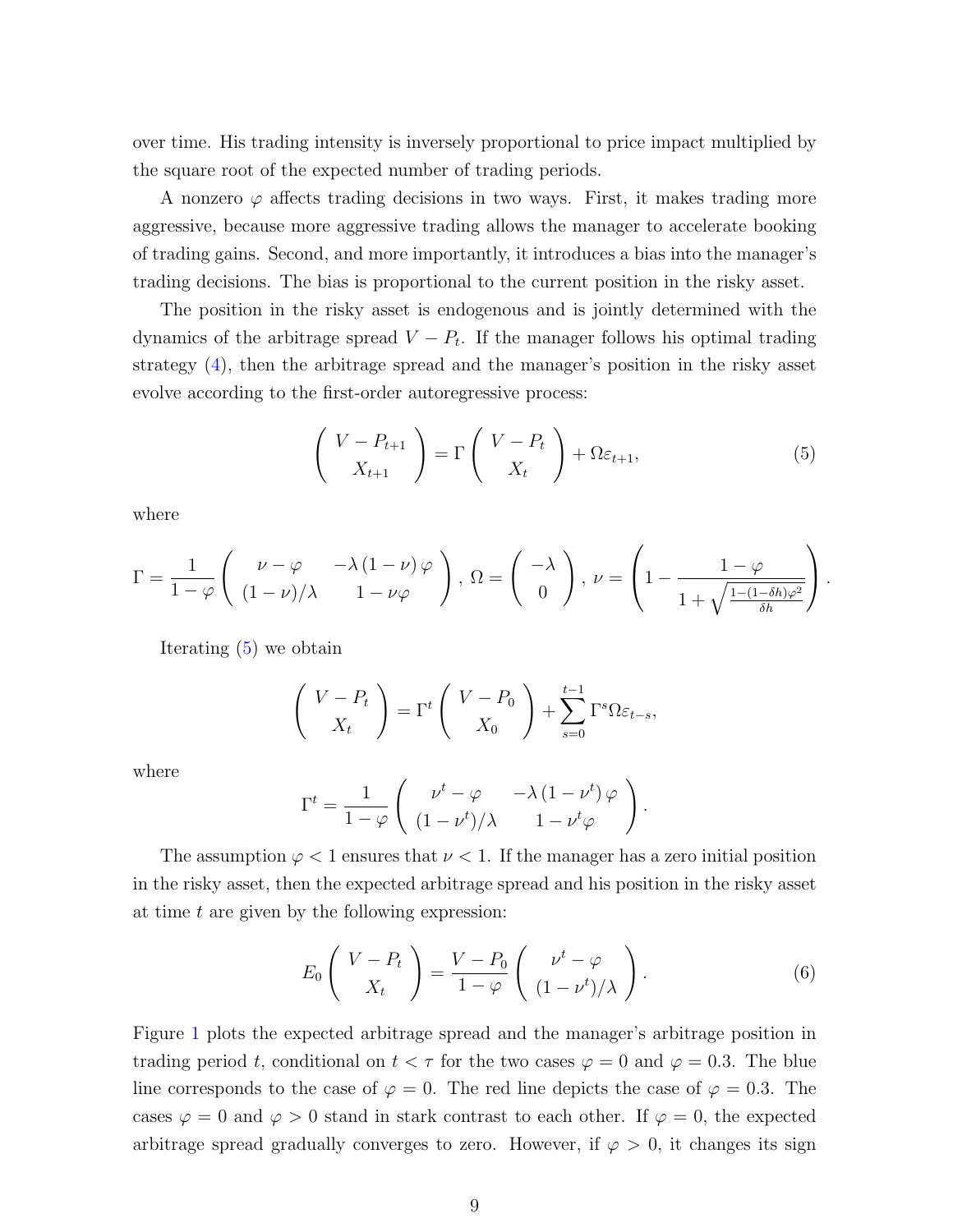over time. His trading intensity is inversely proportional to price impact multiplied by the square root of the expected number of trading periods.

A nonzero $\varphi$ affects trading decisions in two ways. First, it makes trading more aggressive, because more aggressive trading allows the manager to accelerate booking of trading gains. Second, and more importantly, it introduces a bias into the manager's trading decisions. The bias is proportional to the current position in the risky asset.

The position in the risky asset is endogenous and is jointly determined with the dynamics of the arbitrage spread $V - P_t$. If the manager follows his optimal trading strategy (4), then the arbitrage spread and the manager's position in the risky asset evolve according to the first-order autoregressive process:

$$\begin{pmatrix} V - P_{t+1} \\ X_{t+1} \end{pmatrix} = \Gamma \begin{pmatrix} V - P_t \\ X_t \end{pmatrix} + \Omega \varepsilon_{t+1}, \tag{5}$$

where

$$\Gamma = \frac{1}{1-\varphi} \begin{pmatrix} \nu - \varphi & -\lambda(1-\nu)\varphi \\ (1-\nu)/\lambda & 1 - \nu\varphi \end{pmatrix}, \; \Omega = \begin{pmatrix} -\lambda \\ 0 \end{pmatrix}, \; \nu = \left( 1 - \frac{1-\varphi}{1 + \sqrt{\frac{1-(1-\delta h)\varphi^2}{\delta h}}} \right).$$

Iterating (5) we obtain

$$\begin{pmatrix} V - P_t \\ X_t \end{pmatrix} = \Gamma^t \begin{pmatrix} V - P_0 \\ X_0 \end{pmatrix} + \sum_{s=0}^{t-1} \Gamma^s \Omega \varepsilon_{t-s},$$

where

$$\Gamma^t = \frac{1}{1-\varphi} \begin{pmatrix} \nu^t - \varphi & -\lambda(1-\nu^t)\varphi \\ (1-\nu^t)/\lambda & 1 - \nu^t\varphi \end{pmatrix}.$$

The assumption $\varphi < 1$ ensures that $\nu < 1$. If the manager has a zero initial position in the risky asset, then the expected arbitrage spread and his position in the risky asset at time $t$ are given by the following expression:

$$E_0 \begin{pmatrix} V - P_t \\ X_t \end{pmatrix} = \frac{V - P_0}{1-\varphi} \begin{pmatrix} \nu^t - \varphi \\ (1-\nu^t)/\lambda \end{pmatrix}. \tag{6}$$

Figure 1 plots the expected arbitrage spread and the manager's arbitrage position in trading period $t$, conditional on $t < \tau$ for the two cases $\varphi = 0$ and $\varphi = 0.3$. The blue line corresponds to the case of $\varphi = 0$. The red line depicts the case of $\varphi = 0.3$. The cases $\varphi = 0$ and $\varphi > 0$ stand in stark contrast to each other. If $\varphi = 0$, the expected arbitrage spread gradually converges to zero. However, if $\varphi > 0$, it changes its sign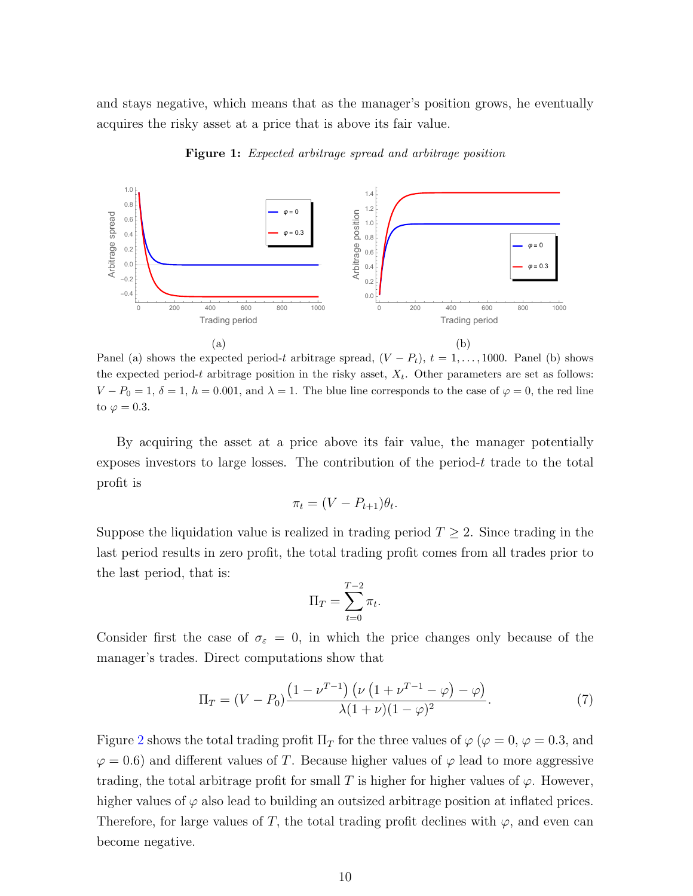and stays negative, which means that as the manager's position grows, he eventually acquires the risky asset at a price that is above its fair value.

**Figure 1:** *Expected arbitrage spread and arbitrage position*

(a) (b)

Panel (a) shows the expected period-$t$ arbitrage spread, $(V - P_t)$, $t = 1, \ldots, 1000$. Panel (b) shows the expected period-$t$ arbitrage position in the risky asset, $X_t$. Other parameters are set as follows: $V - P_0 = 1$, $\delta = 1$, $h = 0.001$, and $\lambda = 1$. The blue line corresponds to the case of $\varphi = 0$, the red line to $\varphi = 0.3$.

By acquiring the asset at a price above its fair value, the manager potentially exposes investors to large losses. The contribution of the period-$t$ trade to the total profit is

$$\pi_t = (V - P_{t+1})\theta_t.$$

Suppose the liquidation value is realized in trading period $T \geq 2$. Since trading in the last period results in zero profit, the total trading profit comes from all trades prior to the last period, that is:

$$\Pi_T = \sum_{t=0}^{T-2} \pi_t.$$

Consider first the case of $\sigma_\varepsilon = 0$, in which the price changes only because of the manager's trades. Direct computations show that

$$\Pi_T = (V - P_0)\frac{\left(1 - \nu^{T-1}\right)\left(\nu\left(1 + \nu^{T-1} - \varphi\right) - \varphi\right)}{\lambda(1 + \nu)(1 - \varphi)^2}. \tag{7}$$

Figure 2 shows the total trading profit $\Pi_T$ for the three values of $\varphi$ ($\varphi = 0$, $\varphi = 0.3$, and $\varphi = 0.6$) and different values of $T$. Because higher values of $\varphi$ lead to more aggressive trading, the total arbitrage profit for small $T$ is higher for higher values of $\varphi$. However, higher values of $\varphi$ also lead to building an outsized arbitrage position at inflated prices. Therefore, for large values of $T$, the total trading profit declines with $\varphi$, and even can become negative.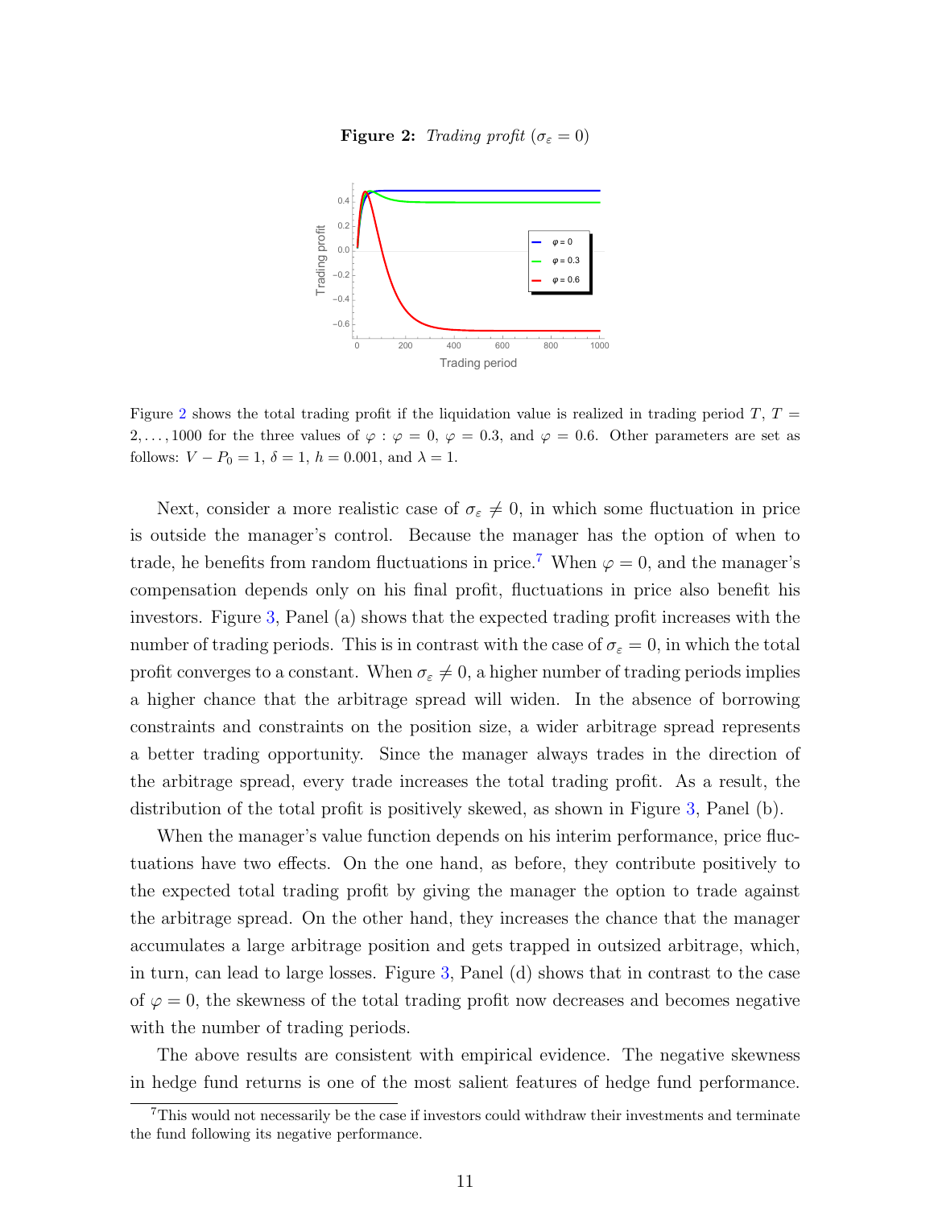**Figure 2:** *Trading profit* ($\sigma_\varepsilon = 0$)

Figure 2 shows the total trading profit if the liquidation value is realized in trading period $T$, $T = 2, \ldots, 1000$ for the three values of $\varphi$ : $\varphi = 0$, $\varphi = 0.3$, and $\varphi = 0.6$. Other parameters are set as follows: $V - P_0 = 1$, $\delta = 1$, $h = 0.001$, and $\lambda = 1$.

Next, consider a more realistic case of $\sigma_\varepsilon \neq 0$, in which some fluctuation in price is outside the manager's control. Because the manager has the option of when to trade, he benefits from random fluctuations in price.[7] When $\varphi = 0$, and the manager's compensation depends only on his final profit, fluctuations in price also benefit his investors. Figure 3, Panel (a) shows that the expected trading profit increases with the number of trading periods. This is in contrast with the case of $\sigma_\varepsilon = 0$, in which the total profit converges to a constant. When $\sigma_\varepsilon \neq 0$, a higher number of trading periods implies a higher chance that the arbitrage spread will widen. In the absence of borrowing constraints and constraints on the position size, a wider arbitrage spread represents a better trading opportunity. Since the manager always trades in the direction of the arbitrage spread, every trade increases the total trading profit. As a result, the distribution of the total profit is positively skewed, as shown in Figure 3, Panel (b).

When the manager's value function depends on his interim performance, price fluctuations have two effects. On the one hand, as before, they contribute positively to the expected total trading profit by giving the manager the option to trade against the arbitrage spread. On the other hand, they increases the chance that the manager accumulates a large arbitrage position and gets trapped in outsized arbitrage, which, in turn, can lead to large losses. Figure 3, Panel (d) shows that in contrast to the case of $\varphi = 0$, the skewness of the total trading profit now decreases and becomes negative with the number of trading periods.

The above results are consistent with empirical evidence. The negative skewness in hedge fund returns is one of the most salient features of hedge fund performance.

[7] This would not necessarily be the case if investors could withdraw their investments and terminate the fund following its negative performance.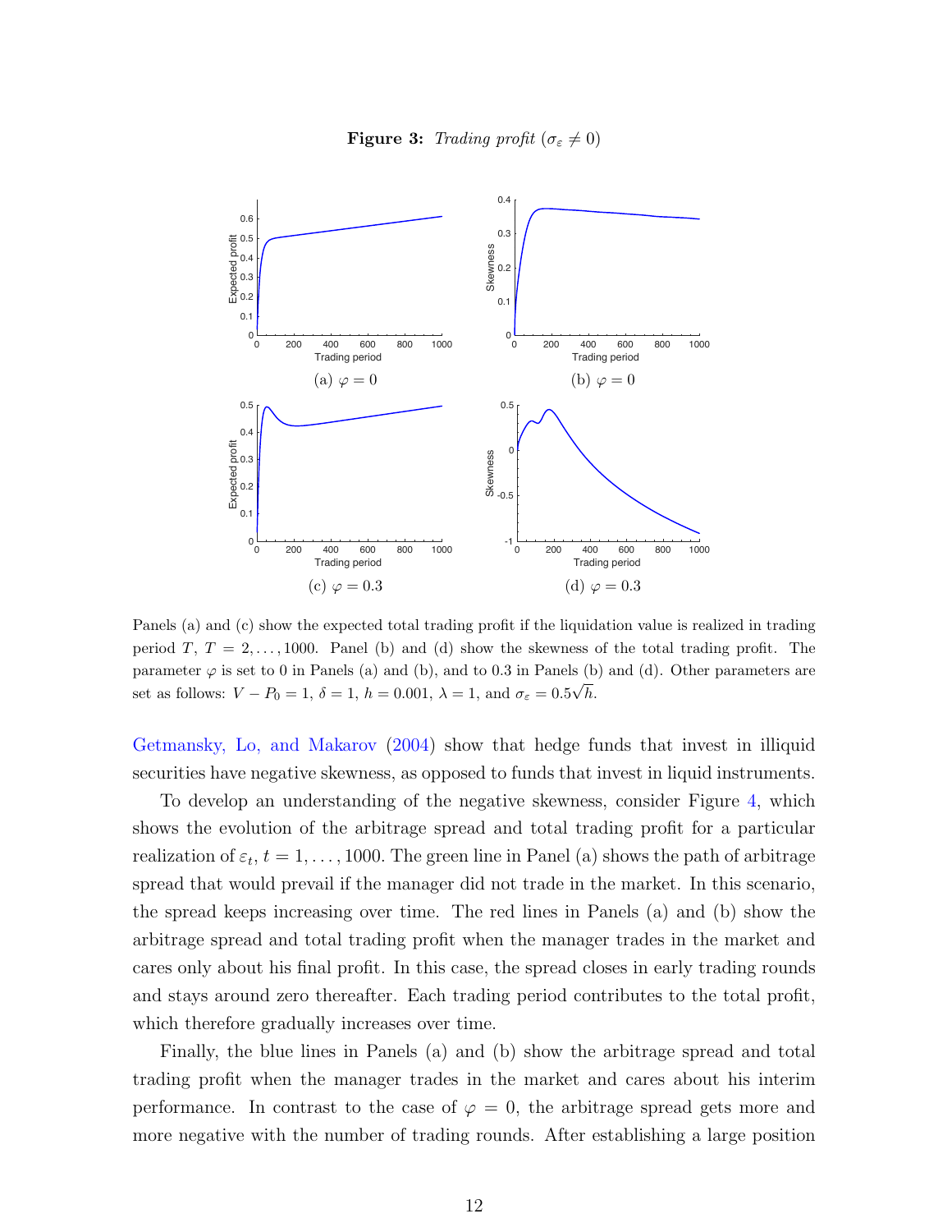**Figure 3:** *Trading profit* ($\sigma_\varepsilon \neq 0$)

(a) $\varphi = 0$

(b) $\varphi = 0$

(c) $\varphi = 0.3$

(d) $\varphi = 0.3$

Panels (a) and (c) show the expected total trading profit if the liquidation value is realized in trading period $T$, $T = 2, \ldots, 1000$. Panel (b) and (d) show the skewness of the total trading profit. The parameter $\varphi$ is set to 0 in Panels (a) and (b), and to 0.3 in Panels (b) and (d). Other parameters are set as follows: $V - P_0 = 1$, $\delta = 1$, $h = 0.001$, $\lambda = 1$, and $\sigma_\varepsilon = 0.5\sqrt{h}$.

Getmansky, Lo, and Makarov (2004) show that hedge funds that invest in illiquid securities have negative skewness, as opposed to funds that invest in liquid instruments.

To develop an understanding of the negative skewness, consider Figure 4, which shows the evolution of the arbitrage spread and total trading profit for a particular realization of $\varepsilon_t$, $t = 1, \ldots, 1000$. The green line in Panel (a) shows the path of arbitrage spread that would prevail if the manager did not trade in the market. In this scenario, the spread keeps increasing over time. The red lines in Panels (a) and (b) show the arbitrage spread and total trading profit when the manager trades in the market and cares only about his final profit. In this case, the spread closes in early trading rounds and stays around zero thereafter. Each trading period contributes to the total profit, which therefore gradually increases over time.

Finally, the blue lines in Panels (a) and (b) show the arbitrage spread and total trading profit when the manager trades in the market and cares about his interim performance. In contrast to the case of $\varphi = 0$, the arbitrage spread gets more and more negative with the number of trading rounds. After establishing a large position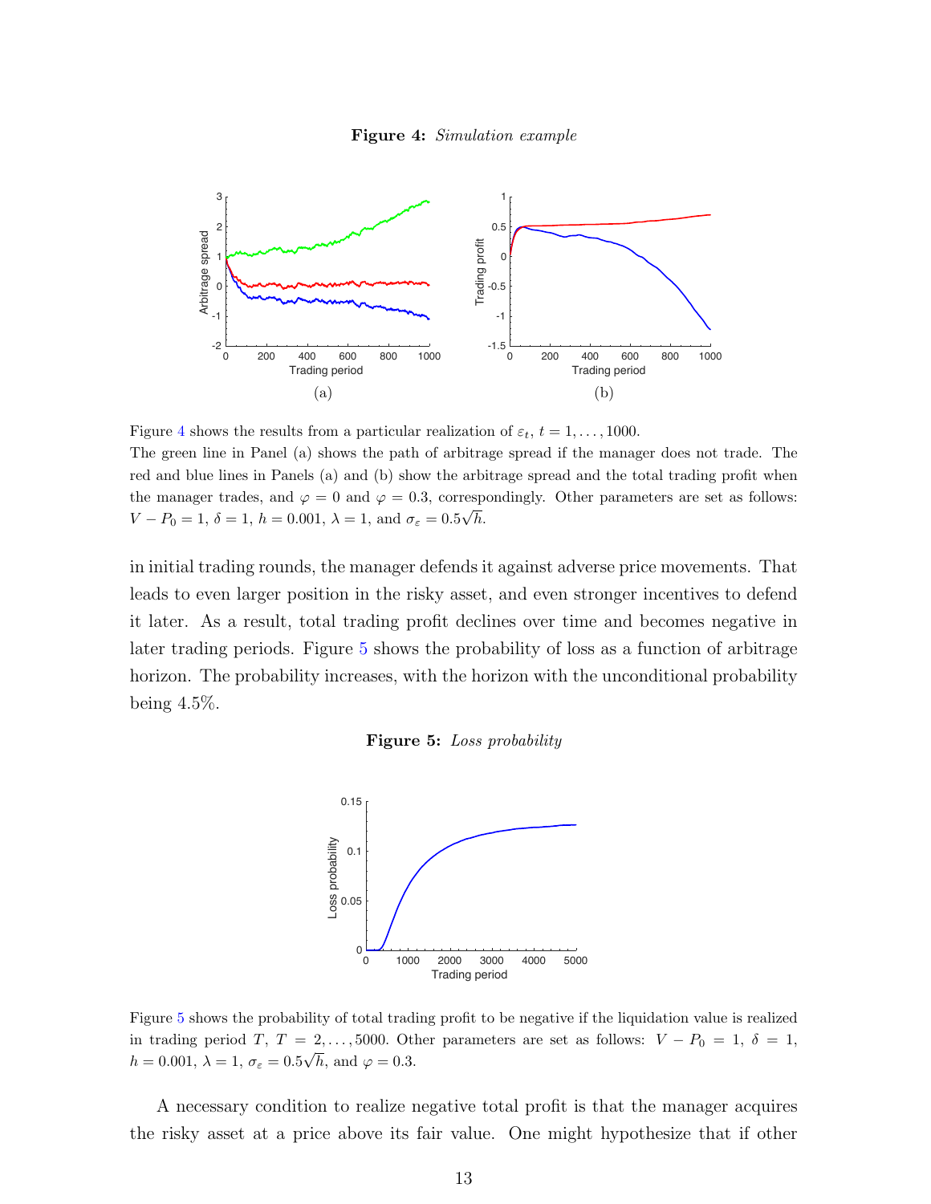**Figure 4:** *Simulation example*

(a)

(b)

Figure 4 shows the results from a particular realization of $\varepsilon_t$, $t = 1, \ldots, 1000$.
The green line in Panel (a) shows the path of arbitrage spread if the manager does not trade. The red and blue lines in Panels (a) and (b) show the arbitrage spread and the total trading profit when the manager trades, and $\varphi = 0$ and $\varphi = 0.3$, correspondingly. Other parameters are set as follows: $V - P_0 = 1$, $\delta = 1$, $h = 0.001$, $\lambda = 1$, and $\sigma_\varepsilon = 0.5\sqrt{h}$.

in initial trading rounds, the manager defends it against adverse price movements. That leads to even larger position in the risky asset, and even stronger incentives to defend it later. As a result, total trading profit declines over time and becomes negative in later trading periods. Figure 5 shows the probability of loss as a function of arbitrage horizon. The probability increases, with the horizon with the unconditional probability being 4.5%.

**Figure 5:** *Loss probability*

Figure 5 shows the probability of total trading profit to be negative if the liquidation value is realized in trading period $T$, $T = 2, \ldots, 5000$. Other parameters are set as follows: $V - P_0 = 1$, $\delta = 1$, $h = 0.001$, $\lambda = 1$, $\sigma_\varepsilon = 0.5\sqrt{h}$, and $\varphi = 0.3$.

A necessary condition to realize negative total profit is that the manager acquires the risky asset at a price above its fair value. One might hypothesize that if other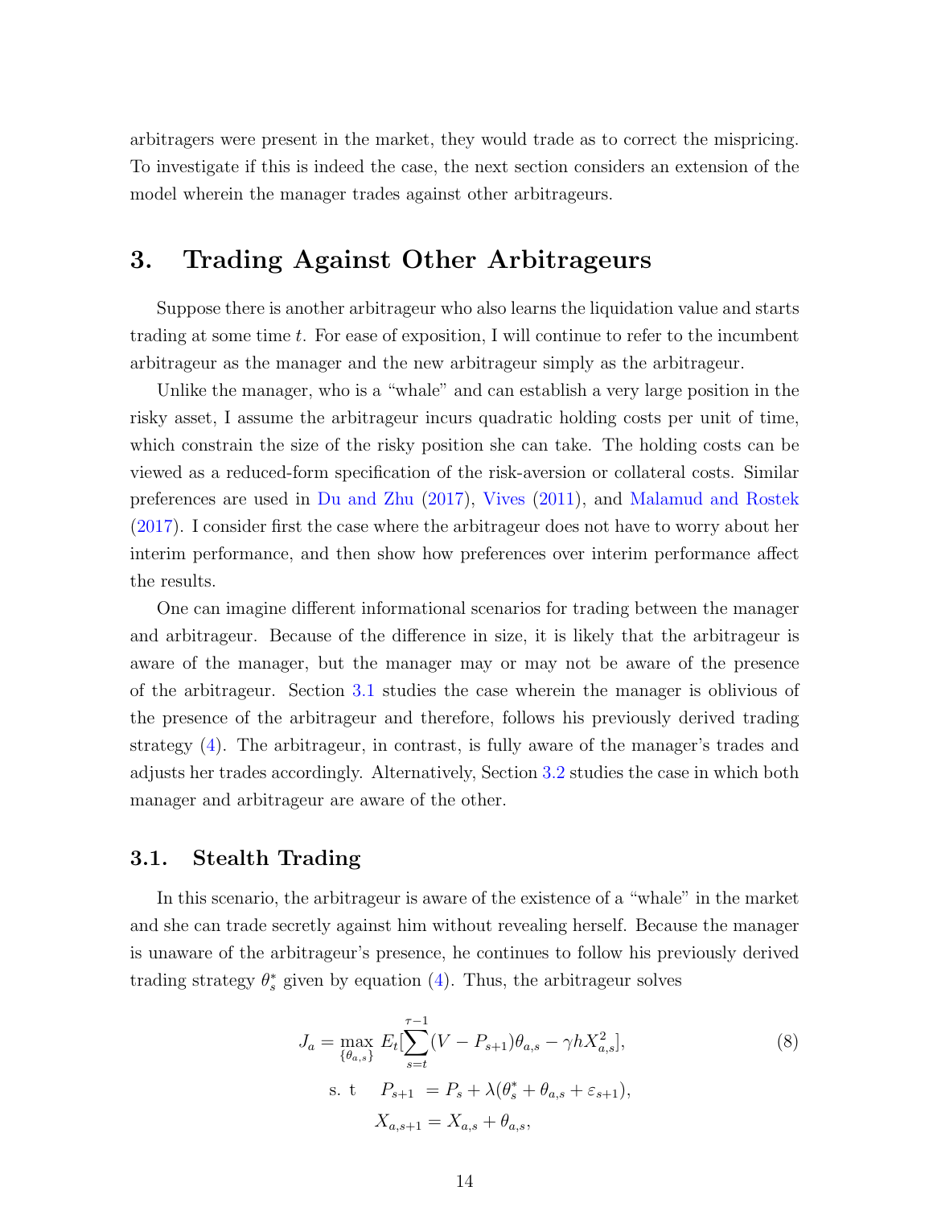arbitragers were present in the market, they would trade as to correct the mispricing. To investigate if this is indeed the case, the next section considers an extension of the model wherein the manager trades against other arbitrageurs.

# 3. Trading Against Other Arbitrageurs

Suppose there is another arbitrageur who also learns the liquidation value and starts trading at some time $t$. For ease of exposition, I will continue to refer to the incumbent arbitrageur as the manager and the new arbitrageur simply as the arbitrageur.

Unlike the manager, who is a "whale" and can establish a very large position in the risky asset, I assume the arbitrageur incurs quadratic holding costs per unit of time, which constrain the size of the risky position she can take. The holding costs can be viewed as a reduced-form specification of the risk-aversion or collateral costs. Similar preferences are used in Du and Zhu (2017), Vives (2011), and Malamud and Rostek (2017). I consider first the case where the arbitrageur does not have to worry about her interim performance, and then show how preferences over interim performance affect the results.

One can imagine different informational scenarios for trading between the manager and arbitrageur. Because of the difference in size, it is likely that the arbitrageur is aware of the manager, but the manager may or may not be aware of the presence of the arbitrageur. Section 3.1 studies the case wherein the manager is oblivious of the presence of the arbitrageur and therefore, follows his previously derived trading strategy (4). The arbitrageur, in contrast, is fully aware of the manager's trades and adjusts her trades accordingly. Alternatively, Section 3.2 studies the case in which both manager and arbitrageur are aware of the other.

## 3.1. Stealth Trading

In this scenario, the arbitrageur is aware of the existence of a "whale" in the market and she can trade secretly against him without revealing herself. Because the manager is unaware of the arbitrageur's presence, he continues to follow his previously derived trading strategy $\theta_s^*$ given by equation (4). Thus, the arbitrageur solves

$$
\begin{aligned}
J_a = \max_{\{\theta_{a,s}\}} \; & E_t\Big[\sum_{s=t}^{\tau-1}(V - P_{s+1})\theta_{a,s} - \gamma h X_{a,s}^2\Big], \qquad (8) \\
\text{s. t} \quad & P_{s+1} = P_s + \lambda(\theta_s^* + \theta_{a,s} + \varepsilon_{s+1}), \\
& X_{a,s+1} = X_{a,s} + \theta_{a,s},
\end{aligned}
$$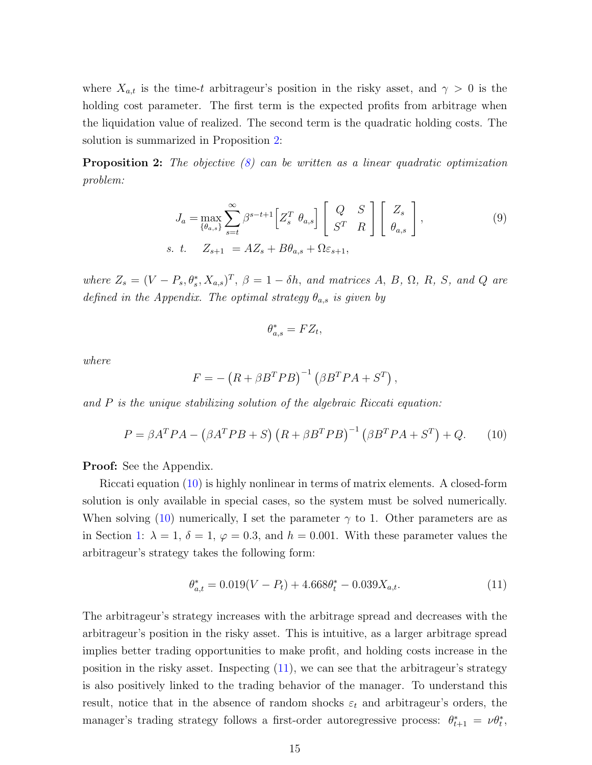where $X_{a,t}$ is the time-$t$ arbitrageur's position in the risky asset, and $\gamma > 0$ is the holding cost parameter. The first term is the expected profits from arbitrage when the liquidation value of realized. The second term is the quadratic holding costs. The solution is summarized in Proposition 2:

**Proposition 2:** *The objective (8) can be written as a linear quadratic optimization problem:*

$$
\begin{aligned}
J_a &= \max_{\{\theta_{a,s}\}} \sum_{s=t}^{\infty} \beta^{s-t+1} \Big[ Z_s^T \ \theta_{a,s} \Big] \begin{bmatrix} Q & S \\ S^T & R \end{bmatrix} \begin{bmatrix} Z_s \\ \theta_{a,s} \end{bmatrix}, \qquad (9) \\
s.\ t. \quad Z_{s+1} &= A Z_s + B\theta_{a,s} + \Omega \varepsilon_{s+1},
\end{aligned}
$$

*where $Z_s = (V - P_s, \theta_s^*, X_{a,s})^T$, $\beta = 1 - \delta h$, and matrices $A$, $B$, $\Omega$, $R$, $S$, and $Q$ are defined in the Appendix. The optimal strategy $\theta_{a,s}$ is given by*

$$\theta_{a,s}^* = F Z_t,$$

*where*

$$F = -\left(R + \beta B^T P B\right)^{-1} \left(\beta B^T P A + S^T\right),$$

*and $P$ is the unique stabilizing solution of the algebraic Riccati equation:*

$$P = \beta A^T P A - \left(\beta A^T P B + S\right)\left(R + \beta B^T P B\right)^{-1}\left(\beta B^T P A + S^T\right) + Q. \qquad (10)$$

**Proof:** See the Appendix.

Riccati equation (10) is highly nonlinear in terms of matrix elements. A closed-form solution is only available in special cases, so the system must be solved numerically. When solving (10) numerically, I set the parameter $\gamma$ to 1. Other parameters are as in Section 1: $\lambda = 1$, $\delta = 1$, $\varphi = 0.3$, and $h = 0.001$. With these parameter values the arbitrageur's strategy takes the following form:

$$\theta_{a,t}^* = 0.019(V - P_t) + 4.668\theta_t^* - 0.039 X_{a,t}. \qquad (11)$$

The arbitrageur's strategy increases with the arbitrage spread and decreases with the arbitrageur's position in the risky asset. This is intuitive, as a larger arbitrage spread implies better trading opportunities to make profit, and holding costs increase in the position in the risky asset. Inspecting (11), we can see that the arbitrageur's strategy is also positively linked to the trading behavior of the manager. To understand this result, notice that in the absence of random shocks $\varepsilon_t$ and arbitrageur's orders, the manager's trading strategy follows a first-order autoregressive process: $\theta_{t+1}^* = \nu\theta_t^*$,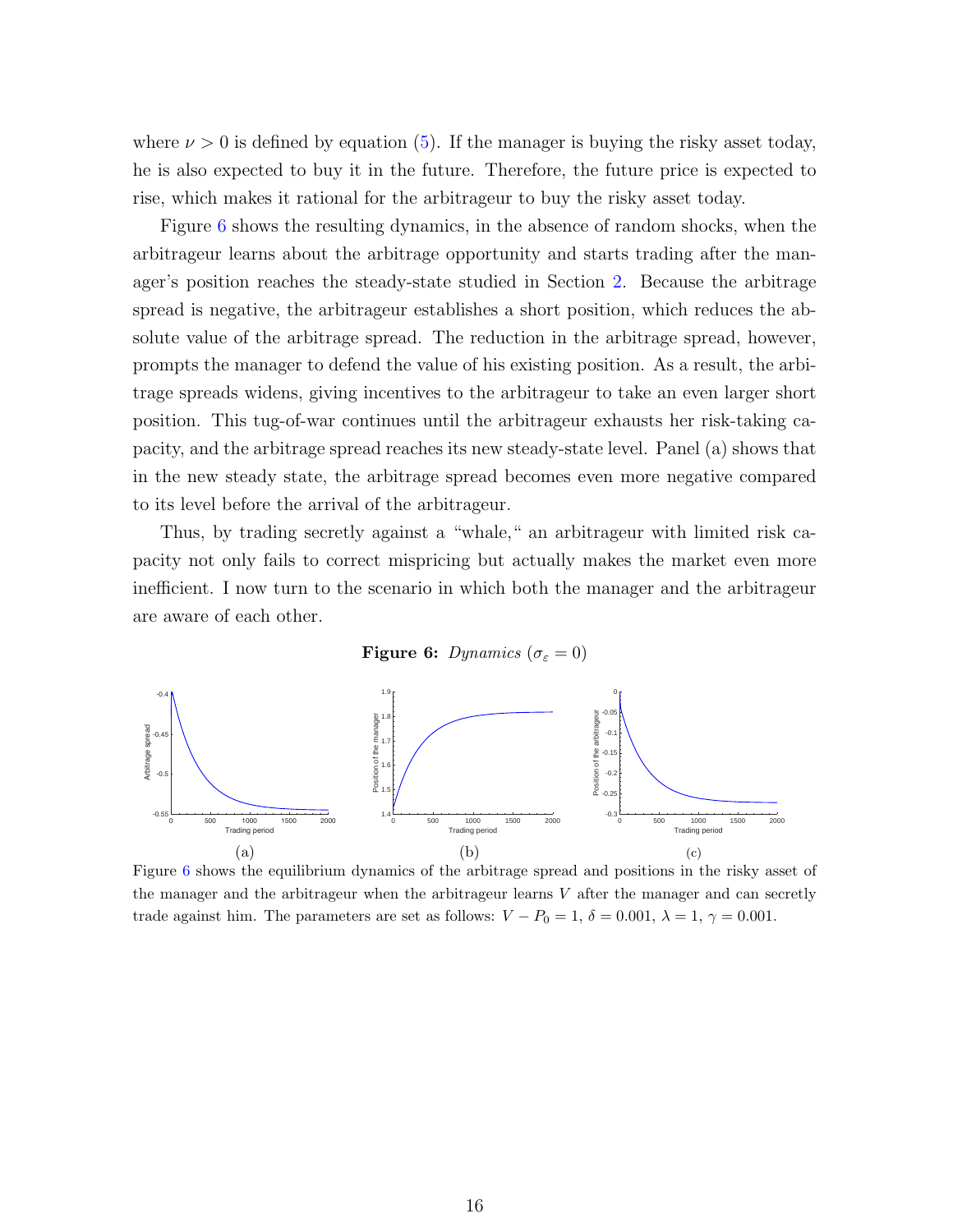where $\nu > 0$ is defined by equation (5). If the manager is buying the risky asset today, he is also expected to buy it in the future. Therefore, the future price is expected to rise, which makes it rational for the arbitrageur to buy the risky asset today.

Figure 6 shows the resulting dynamics, in the absence of random shocks, when the arbitrageur learns about the arbitrage opportunity and starts trading after the manager's position reaches the steady-state studied in Section 2. Because the arbitrage spread is negative, the arbitrageur establishes a short position, which reduces the absolute value of the arbitrage spread. The reduction in the arbitrage spread, however, prompts the manager to defend the value of his existing position. As a result, the arbitrage spreads widens, giving incentives to the arbitrageur to take an even larger short position. This tug-of-war continues until the arbitrageur exhausts her risk-taking capacity, and the arbitrage spread reaches its new steady-state level. Panel (a) shows that in the new steady state, the arbitrage spread becomes even more negative compared to its level before the arrival of the arbitrageur.

Thus, by trading secretly against a "whale," an arbitrageur with limited risk capacity not only fails to correct mispricing but actually makes the market even more inefficient. I now turn to the scenario in which both the manager and the arbitrageur are aware of each other.

**Figure 6:** *Dynamics* ($\sigma_\varepsilon = 0$)

(a) (b) (c)

Figure 6 shows the equilibrium dynamics of the arbitrage spread and positions in the risky asset of the manager and the arbitrageur when the arbitrageur learns $V$ after the manager and can secretly trade against him. The parameters are set as follows: $V - P_0 = 1$, $\delta = 0.001$, $\lambda = 1$, $\gamma = 0.001$.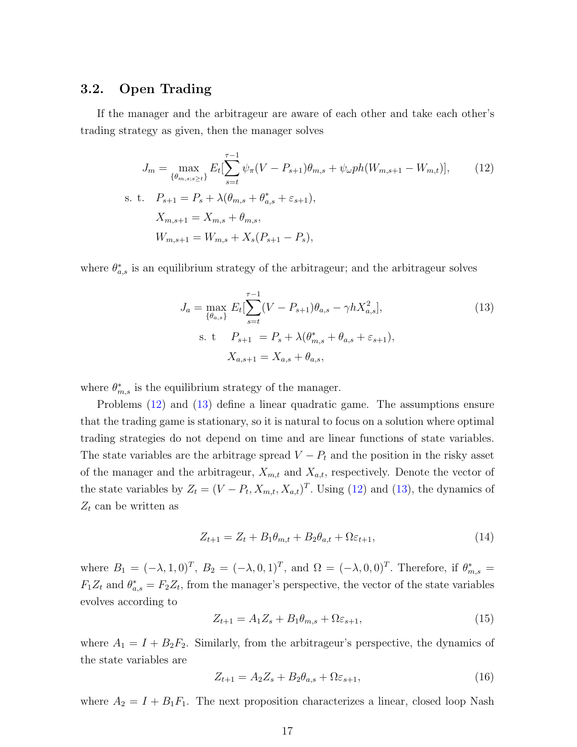## 3.2. Open Trading

If the manager and the arbitrageur are aware of each other and take each other's trading strategy as given, then the manager solves

$$
\begin{aligned}
J_m = \max_{\{\theta_{m,s;s\geq t}\}} & E_t[\sum_{s=t}^{\tau-1} \psi_\pi (V - P_{s+1})\theta_{m,s} + \psi_\omega ph(W_{m,s+1} - W_{m,t})], \qquad (12) \\
\text{s. t.} \quad & P_{s+1} = P_s + \lambda(\theta_{m,s} + \theta^*_{a,s} + \varepsilon_{s+1}), \\
& X_{m,s+1} = X_{m,s} + \theta_{m,s}, \\
& W_{m,s+1} = W_{m,s} + X_s(P_{s+1} - P_s),
\end{aligned}
$$

where $\theta^*_{a,s}$ is an equilibrium strategy of the arbitrageur; and the arbitrageur solves

$$
\begin{aligned}
J_a = \max_{\{\theta_{a,s}\}} & E_t[\sum_{s=t}^{\tau-1} (V - P_{s+1})\theta_{a,s} - \gamma h X^2_{a,s}], \qquad (13) \\
\text{s. t} \quad & P_{s+1} = P_s + \lambda(\theta^*_{m,s} + \theta_{a,s} + \varepsilon_{s+1}), \\
& X_{a,s+1} = X_{a,s} + \theta_{a,s},
\end{aligned}
$$

where $\theta^*_{m,s}$ is the equilibrium strategy of the manager.

Problems (12) and (13) define a linear quadratic game. The assumptions ensure that the trading game is stationary, so it is natural to focus on a solution where optimal trading strategies do not depend on time and are linear functions of state variables. The state variables are the arbitrage spread $V - P_t$ and the position in the risky asset of the manager and the arbitrageur, $X_{m,t}$ and $X_{a,t}$, respectively. Denote the vector of the state variables by $Z_t = (V - P_t, X_{m,t}, X_{a,t})^T$. Using (12) and (13), the dynamics of $Z_t$ can be written as

$$
Z_{t+1} = Z_t + B_1\theta_{m,t} + B_2\theta_{a,t} + \Omega\varepsilon_{t+1}, \qquad (14)
$$

where $B_1 = (-\lambda, 1, 0)^T$, $B_2 = (-\lambda, 0, 1)^T$, and $\Omega = (-\lambda, 0, 0)^T$. Therefore, if $\theta^*_{m,s} = F_1 Z_t$ and $\theta^*_{a,s} = F_2 Z_t$, from the manager's perspective, the vector of the state variables evolves according to

$$
Z_{t+1} = A_1 Z_s + B_1\theta_{m,s} + \Omega\varepsilon_{s+1}, \qquad (15)
$$

where $A_1 = I + B_2 F_2$. Similarly, from the arbitrageur's perspective, the dynamics of the state variables are

$$
Z_{t+1} = A_2 Z_s + B_2\theta_{a,s} + \Omega\varepsilon_{s+1}, \qquad (16)
$$

where $A_2 = I + B_1 F_1$. The next proposition characterizes a linear, closed loop Nash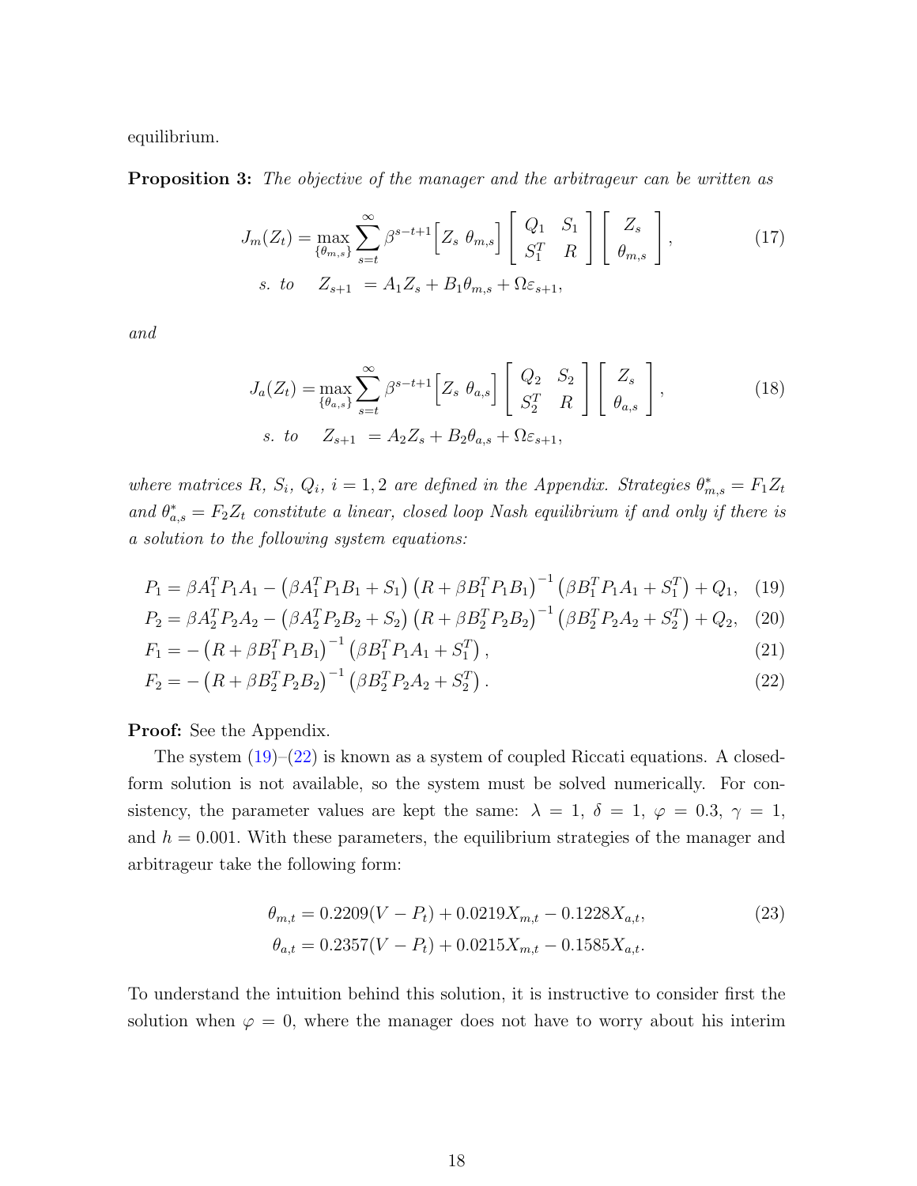equilibrium.

**Proposition 3:** *The objective of the manager and the arbitrageur can be written as*

$$
\begin{aligned}
J_m(Z_t) &= \max_{\{\theta_{m,s}\}} \sum_{s=t}^{\infty} \beta^{s-t+1} \begin{bmatrix} Z_s & \theta_{m,s} \end{bmatrix} \begin{bmatrix} Q_1 & S_1 \\ S_1^T & R \end{bmatrix} \begin{bmatrix} Z_s \\ \theta_{m,s} \end{bmatrix}, \\
s.\ to \quad Z_{s+1} &= A_1 Z_s + B_1 \theta_{m,s} + \Omega \varepsilon_{s+1},
\end{aligned} \tag{17}
$$

*and*

$$
\begin{aligned}
J_a(Z_t) &= \max_{\{\theta_{a,s}\}} \sum_{s=t}^{\infty} \beta^{s-t+1} \begin{bmatrix} Z_s & \theta_{a,s} \end{bmatrix} \begin{bmatrix} Q_2 & S_2 \\ S_2^T & R \end{bmatrix} \begin{bmatrix} Z_s \\ \theta_{a,s} \end{bmatrix}, \\
s.\ to \quad Z_{s+1} &= A_2 Z_s + B_2 \theta_{a,s} + \Omega \varepsilon_{s+1},
\end{aligned} \tag{18}
$$

*where matrices $R$, $S_i$, $Q_i$, $i = 1, 2$ are defined in the Appendix. Strategies $\theta^*_{m,s} = F_1 Z_t$ and $\theta^*_{a,s} = F_2 Z_t$ constitute a linear, closed loop Nash equilibrium if and only if there is a solution to the following system equations:*

$$
P_1 = \beta A_1^T P_1 A_1 - \left(\beta A_1^T P_1 B_1 + S_1\right) \left(R + \beta B_1^T P_1 B_1\right)^{-1} \left(\beta B_1^T P_1 A_1 + S_1^T\right) + Q_1, \tag{19}
$$

$$
P_2 = \beta A_2^T P_2 A_2 - \left(\beta A_2^T P_2 B_2 + S_2\right) \left(R + \beta B_2^T P_2 B_2\right)^{-1} \left(\beta B_2^T P_2 A_2 + S_2^T\right) + Q_2, \tag{20}
$$

$$
F_1 = -\left(R + \beta B_1^T P_1 B_1\right)^{-1} \left(\beta B_1^T P_1 A_1 + S_1^T\right), \tag{21}
$$

$$
F_2 = -\left(R + \beta B_2^T P_2 B_2\right)^{-1} \left(\beta B_2^T P_2 A_2 + S_2^T\right). \tag{22}
$$

**Proof:** See the Appendix.

The system (19)–(22) is known as a system of coupled Riccati equations. A closed-form solution is not available, so the system must be solved numerically. For consistency, the parameter values are kept the same: $\lambda = 1$, $\delta = 1$, $\varphi = 0.3$, $\gamma = 1$, and $h = 0.001$. With these parameters, the equilibrium strategies of the manager and arbitrageur take the following form:

$$
\begin{aligned}
\theta_{m,t} &= 0.2209(V - P_t) + 0.0219 X_{m,t} - 0.1228 X_{a,t}, \\
\theta_{a,t} &= 0.2357(V - P_t) + 0.0215 X_{m,t} - 0.1585 X_{a,t}.
\end{aligned} \tag{23}
$$

To understand the intuition behind this solution, it is instructive to consider first the solution when $\varphi = 0$, where the manager does not have to worry about his interim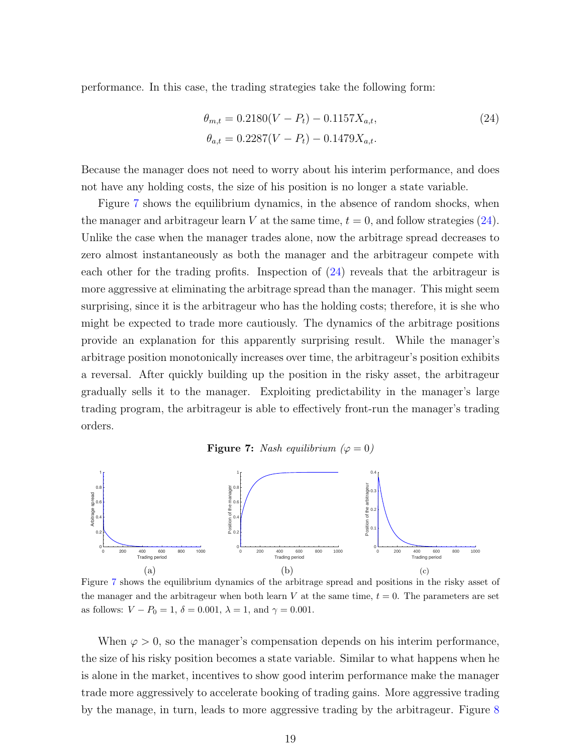performance. In this case, the trading strategies take the following form:

$$
\begin{aligned}
\theta_{m,t} &= 0.2180(V - P_t) - 0.1157X_{a,t}, \\
\theta_{a,t} &= 0.2287(V - P_t) - 0.1479X_{a,t}.
\end{aligned} \tag{24}
$$

Because the manager does not need to worry about his interim performance, and does not have any holding costs, the size of his position is no longer a state variable.

Figure 7 shows the equilibrium dynamics, in the absence of random shocks, when the manager and arbitrageur learn $V$ at the same time, $t = 0$, and follow strategies (24). Unlike the case when the manager trades alone, now the arbitrage spread decreases to zero almost instantaneously as both the manager and the arbitrageur compete with each other for the trading profits. Inspection of (24) reveals that the arbitrageur is more aggressive at eliminating the arbitrage spread than the manager. This might seem surprising, since it is the arbitrageur who has the holding costs; therefore, it is she who might be expected to trade more cautiously. The dynamics of the arbitrage positions provide an explanation for this apparently surprising result. While the manager's arbitrage position monotonically increases over time, the arbitrageur's position exhibits a reversal. After quickly building up the position in the risky asset, the arbitrageur gradually sells it to the manager. Exploiting predictability in the manager's large trading program, the arbitrageur is able to effectively front-run the manager's trading orders.

**Figure 7:** *Nash equilibrium ($\varphi = 0$)*

(a) (b) (c)

Figure 7 shows the equilibrium dynamics of the arbitrage spread and positions in the risky asset of the manager and the arbitrageur when both learn $V$ at the same time, $t = 0$. The parameters are set as follows: $V - P_0 = 1$, $\delta = 0.001$, $\lambda = 1$, and $\gamma = 0.001$.

When $\varphi > 0$, so the manager's compensation depends on his interim performance, the size of his risky position becomes a state variable. Similar to what happens when he is alone in the market, incentives to show good interim performance make the manager trade more aggressively to accelerate booking of trading gains. More aggressive trading by the manage, in turn, leads to more aggressive trading by the arbitrageur. Figure 8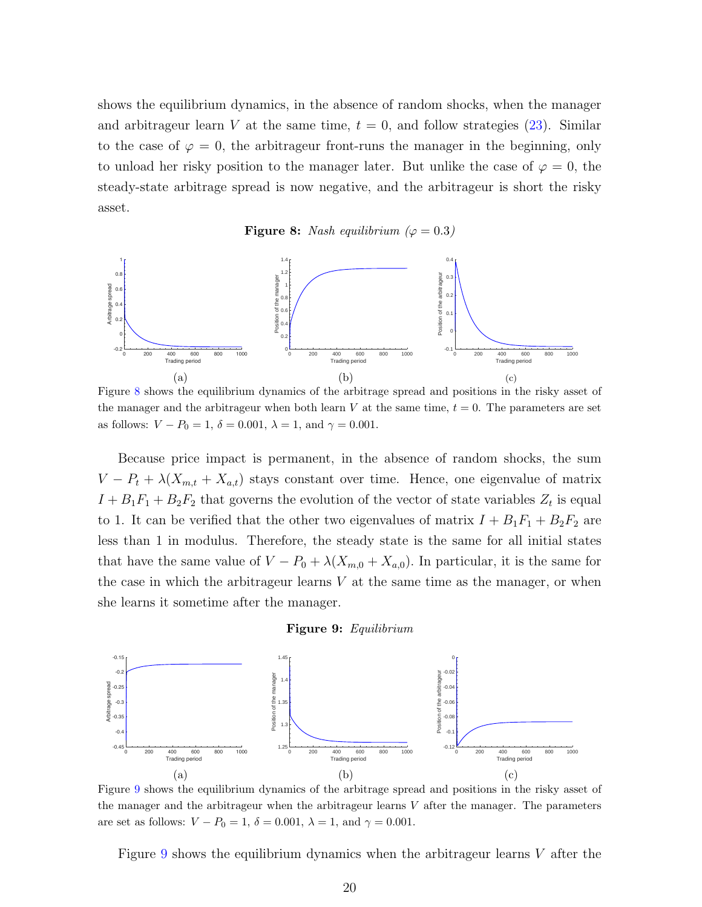shows the equilibrium dynamics, in the absence of random shocks, when the manager and arbitrageur learn $V$ at the same time, $t = 0$, and follow strategies (23). Similar to the case of $\varphi = 0$, the arbitrageur front-runs the manager in the beginning, only to unload her risky position to the manager later. But unlike the case of $\varphi = 0$, the steady-state arbitrage spread is now negative, and the arbitrageur is short the risky asset.

**Figure 8:** *Nash equilibrium ($\varphi = 0.3$)*

(a) (b) (c)

Figure 8 shows the equilibrium dynamics of the arbitrage spread and positions in the risky asset of the manager and the arbitrageur when both learn $V$ at the same time, $t = 0$. The parameters are set as follows: $V - P_0 = 1$, $\delta = 0.001$, $\lambda = 1$, and $\gamma = 0.001$.

Because price impact is permanent, in the absence of random shocks, the sum $V - P_t + \lambda(X_{m,t} + X_{a,t})$ stays constant over time. Hence, one eigenvalue of matrix $I + B_1F_1 + B_2F_2$ that governs the evolution of the vector of state variables $Z_t$ is equal to 1. It can be verified that the other two eigenvalues of matrix $I + B_1F_1 + B_2F_2$ are less than 1 in modulus. Therefore, the steady state is the same for all initial states that have the same value of $V - P_0 + \lambda(X_{m,0} + X_{a,0})$. In particular, it is the same for the case in which the arbitrageur learns $V$ at the same time as the manager, or when she learns it sometime after the manager.

**Figure 9:** *Equilibrium*

(a) (b) (c)

Figure 9 shows the equilibrium dynamics of the arbitrage spread and positions in the risky asset of the manager and the arbitrageur when the arbitrageur learns $V$ after the manager. The parameters are set as follows: $V - P_0 = 1$, $\delta = 0.001$, $\lambda = 1$, and $\gamma = 0.001$.

Figure 9 shows the equilibrium dynamics when the arbitrageur learns $V$ after the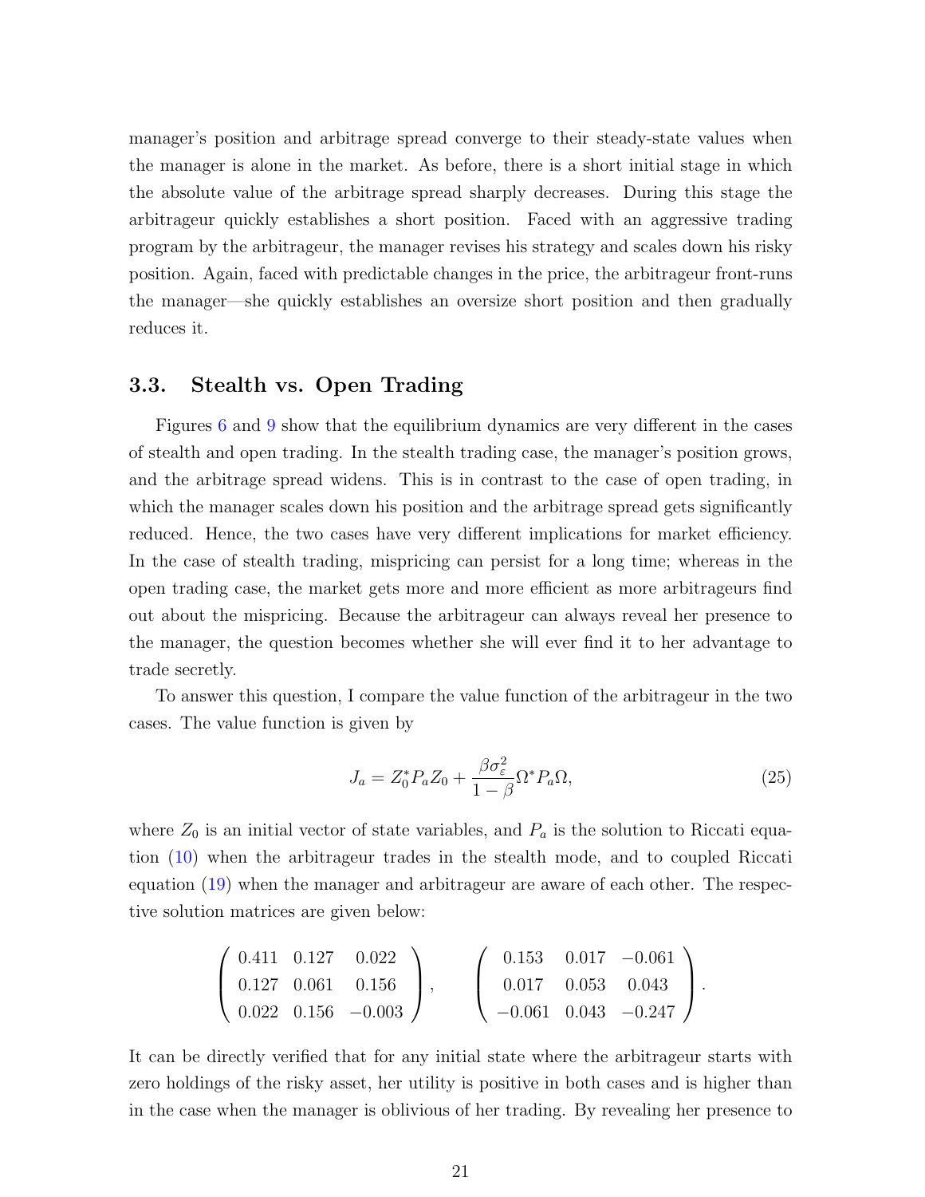manager's position and arbitrage spread converge to their steady-state values when the manager is alone in the market. As before, there is a short initial stage in which the absolute value of the arbitrage spread sharply decreases. During this stage the arbitrageur quickly establishes a short position. Faced with an aggressive trading program by the arbitrageur, the manager revises his strategy and scales down his risky position. Again, faced with predictable changes in the price, the arbitrageur front-runs the manager—she quickly establishes an oversize short position and then gradually reduces it.

### 3.3. Stealth vs. Open Trading

Figures 6 and 9 show that the equilibrium dynamics are very different in the cases of stealth and open trading. In the stealth trading case, the manager's position grows, and the arbitrage spread widens. This is in contrast to the case of open trading, in which the manager scales down his position and the arbitrage spread gets significantly reduced. Hence, the two cases have very different implications for market efficiency. In the case of stealth trading, mispricing can persist for a long time; whereas in the open trading case, the market gets more and more efficient as more arbitrageurs find out about the mispricing. Because the arbitrageur can always reveal her presence to the manager, the question becomes whether she will ever find it to her advantage to trade secretly.

To answer this question, I compare the value function of the arbitrageur in the two cases. The value function is given by

$$J_a = Z_0^* P_a Z_0 + \frac{\beta \sigma_\varepsilon^2}{1-\beta} \Omega^* P_a \Omega, \tag{25}$$

where $Z_0$ is an initial vector of state variables, and $P_a$ is the solution to Riccati equation (10) when the arbitrageur trades in the stealth mode, and to coupled Riccati equation (19) when the manager and arbitrageur are aware of each other. The respective solution matrices are given below:

$$\begin{pmatrix} 0.411 & 0.127 & 0.022 \\ 0.127 & 0.061 & 0.156 \\ 0.022 & 0.156 & -0.003 \end{pmatrix}, \qquad \begin{pmatrix} 0.153 & 0.017 & -0.061 \\ 0.017 & 0.053 & 0.043 \\ -0.061 & 0.043 & -0.247 \end{pmatrix}.$$

It can be directly verified that for any initial state where the arbitrageur starts with zero holdings of the risky asset, her utility is positive in both cases and is higher than in the case when the manager is oblivious of her trading. By revealing her presence to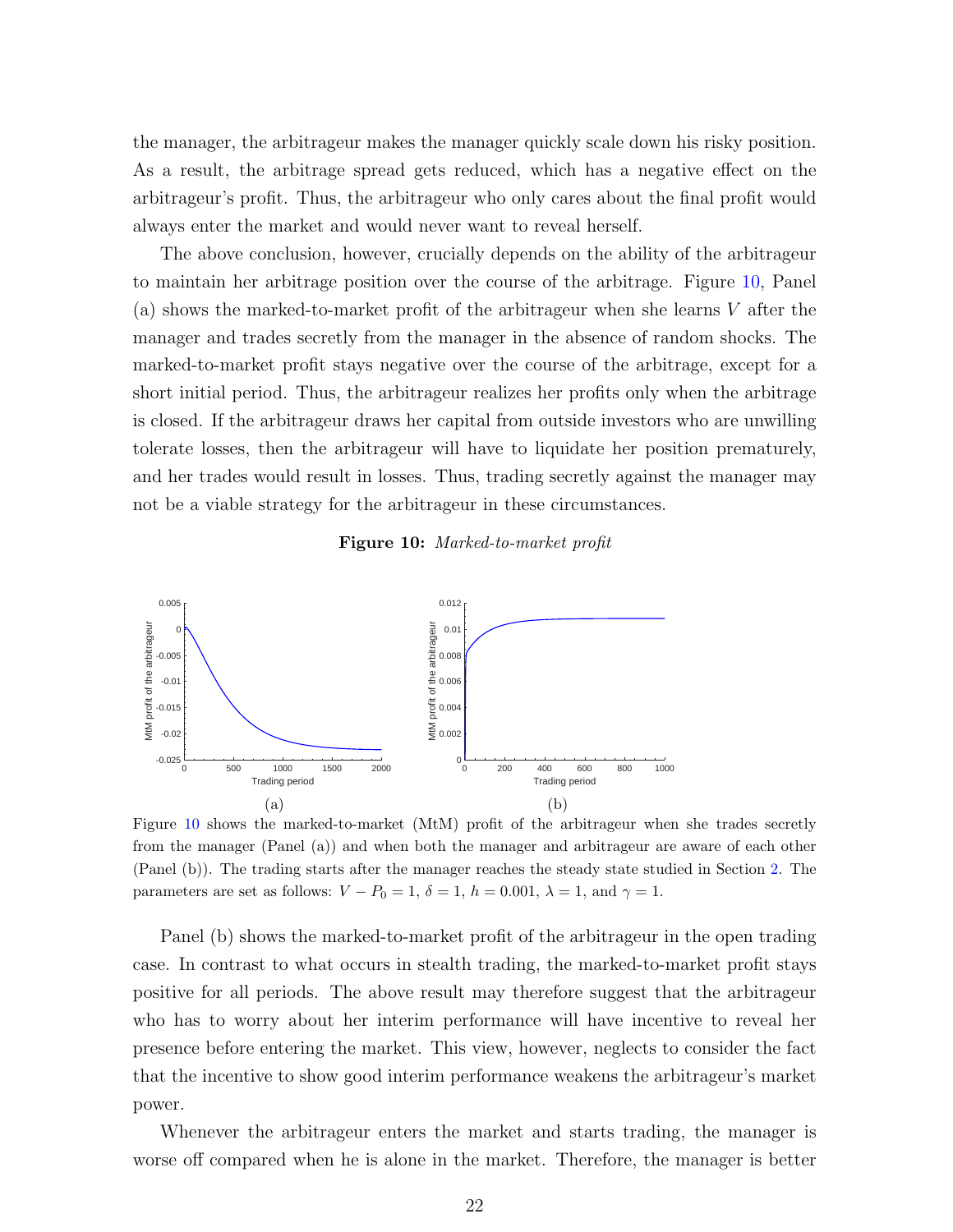the manager, the arbitrageur makes the manager quickly scale down his risky position. As a result, the arbitrage spread gets reduced, which has a negative effect on the arbitrageur's profit. Thus, the arbitrageur who only cares about the final profit would always enter the market and would never want to reveal herself.

The above conclusion, however, crucially depends on the ability of the arbitrageur to maintain her arbitrage position over the course of the arbitrage. Figure 10, Panel (a) shows the marked-to-market profit of the arbitrageur when she learns $V$ after the manager and trades secretly from the manager in the absence of random shocks. The marked-to-market profit stays negative over the course of the arbitrage, except for a short initial period. Thus, the arbitrageur realizes her profits only when the arbitrage is closed. If the arbitrageur draws her capital from outside investors who are unwilling tolerate losses, then the arbitrageur will have to liquidate her position prematurely, and her trades would result in losses. Thus, trading secretly against the manager may not be a viable strategy for the arbitrageur in these circumstances.

**Figure 10:** *Marked-to-market profit*

(a) (b)

Figure 10 shows the marked-to-market (MtM) profit of the arbitrageur when she trades secretly from the manager (Panel (a)) and when both the manager and arbitrageur are aware of each other (Panel (b)). The trading starts after the manager reaches the steady state studied in Section 2. The parameters are set as follows: $V - P_0 = 1$, $\delta = 1$, $h = 0.001$, $\lambda = 1$, and $\gamma = 1$.

Panel (b) shows the marked-to-market profit of the arbitrageur in the open trading case. In contrast to what occurs in stealth trading, the marked-to-market profit stays positive for all periods. The above result may therefore suggest that the arbitrageur who has to worry about her interim performance will have incentive to reveal her presence before entering the market. This view, however, neglects to consider the fact that the incentive to show good interim performance weakens the arbitrageur's market power.

Whenever the arbitrageur enters the market and starts trading, the manager is worse off compared when he is alone in the market. Therefore, the manager is better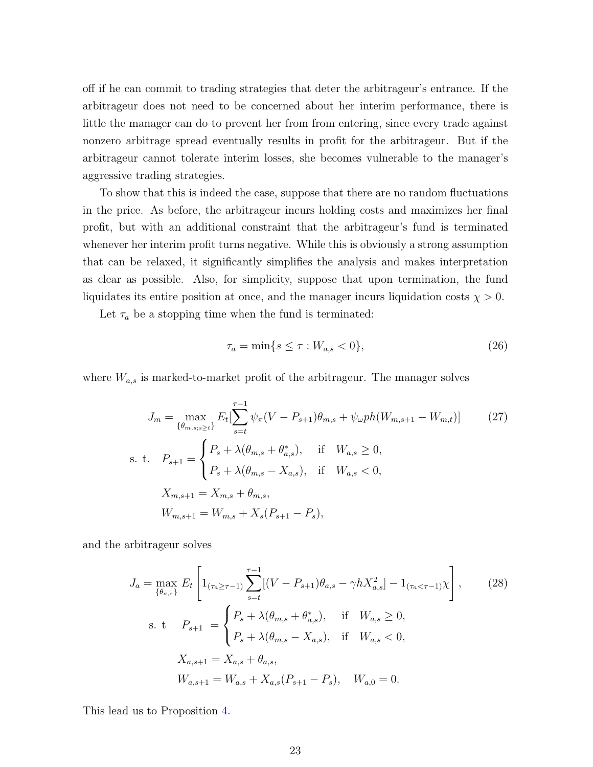off if he can commit to trading strategies that deter the arbitrageur's entrance. If the arbitrageur does not need to be concerned about her interim performance, there is little the manager can do to prevent her from from entering, since every trade against nonzero arbitrage spread eventually results in profit for the arbitrageur. But if the arbitrageur cannot tolerate interim losses, she becomes vulnerable to the manager's aggressive trading strategies.

To show that this is indeed the case, suppose that there are no random fluctuations in the price. As before, the arbitrageur incurs holding costs and maximizes her final profit, but with an additional constraint that the arbitrageur's fund is terminated whenever her interim profit turns negative. While this is obviously a strong assumption that can be relaxed, it significantly simplifies the analysis and makes interpretation as clear as possible. Also, for simplicity, suppose that upon termination, the fund liquidates its entire position at once, and the manager incurs liquidation costs $\chi > 0$.

Let $\tau_a$ be a stopping time when the fund is terminated:

$$\tau_a = \min\{s \leq \tau : W_{a,s} < 0\}, \tag{26}$$

where $W_{a,s}$ is marked-to-market profit of the arbitrageur. The manager solves

$$J_m = \max_{\{\theta_{m,s;s\geq t}\}} E_t[\sum_{s=t}^{\tau-1} \psi_\pi(V - P_{s+1})\theta_{m,s} + \psi_\omega ph(W_{m,s+1} - W_{m,t})] \tag{27}$$

$$\text{s. t.} \quad P_{s+1} = \begin{cases} P_s + \lambda(\theta_{m,s} + \theta^*_{a,s}), & \text{if} \quad W_{a,s} \geq 0, \\ P_s + \lambda(\theta_{m,s} - X_{a,s}), & \text{if} \quad W_{a,s} < 0, \end{cases}$$

$$X_{m,s+1} = X_{m,s} + \theta_{m,s},$$

$$W_{m,s+1} = W_{m,s} + X_s(P_{s+1} - P_s),$$

and the arbitrageur solves

$$J_a = \max_{\{\theta_{a,s}\}} E_t\left[1_{(\tau_a \geq \tau-1)} \sum_{s=t}^{\tau-1} [(V - P_{s+1})\theta_{a,s} - \gamma h X^2_{a,s}] - 1_{(\tau_a < \tau-1)}\chi\right], \tag{28}$$

$$\text{s. t} \quad P_{s+1} = \begin{cases} P_s + \lambda(\theta_{m,s} + \theta^*_{a,s}), & \text{if} \quad W_{a,s} \geq 0, \\ P_s + \lambda(\theta_{m,s} - X_{a,s}), & \text{if} \quad W_{a,s} < 0, \end{cases}$$

$$X_{a,s+1} = X_{a,s} + \theta_{a,s},$$

$$W_{a,s+1} = W_{a,s} + X_{a,s}(P_{s+1} - P_s), \quad W_{a,0} = 0.$$

This lead us to Proposition 4.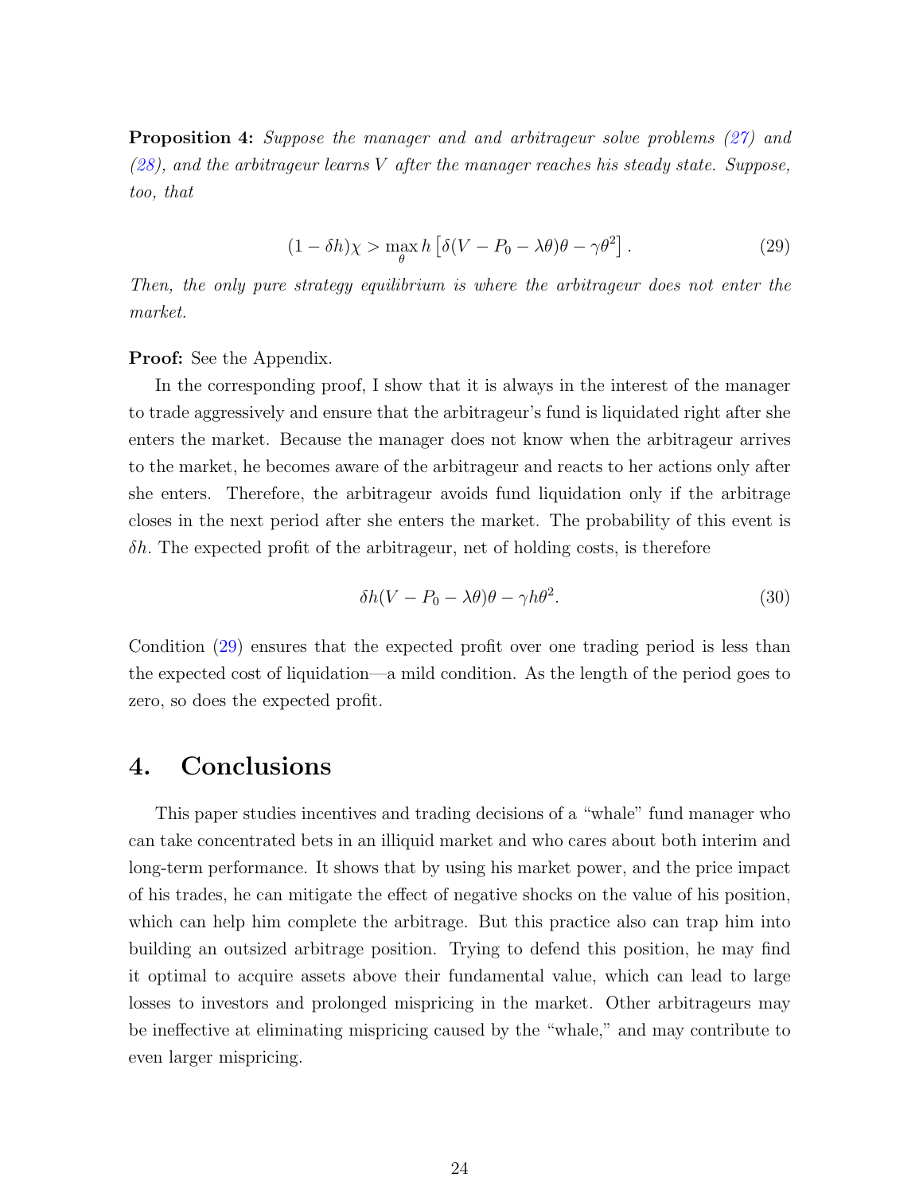**Proposition 4:** *Suppose the manager and and arbitrageur solve problems (27) and (28), and the arbitrageur learns $V$ after the manager reaches his steady state. Suppose, too, that*

$$(1 - \delta h)\chi > \max_{\theta} h \left[ \delta(V - P_0 - \lambda\theta)\theta - \gamma\theta^2 \right]. \tag{29}$$

*Then, the only pure strategy equilibrium is where the arbitrageur does not enter the market.*

**Proof:** See the Appendix.

In the corresponding proof, I show that it is always in the interest of the manager to trade aggressively and ensure that the arbitrageur's fund is liquidated right after she enters the market. Because the manager does not know when the arbitrageur arrives to the market, he becomes aware of the arbitrageur and reacts to her actions only after she enters. Therefore, the arbitrageur avoids fund liquidation only if the arbitrage closes in the next period after she enters the market. The probability of this event is $\delta h$. The expected profit of the arbitrageur, net of holding costs, is therefore

$$\delta h(V - P_0 - \lambda\theta)\theta - \gamma h\theta^2. \tag{30}$$

Condition (29) ensures that the expected profit over one trading period is less than the expected cost of liquidation—a mild condition. As the length of the period goes to zero, so does the expected profit.

# 4. Conclusions

This paper studies incentives and trading decisions of a "whale" fund manager who can take concentrated bets in an illiquid market and who cares about both interim and long-term performance. It shows that by using his market power, and the price impact of his trades, he can mitigate the effect of negative shocks on the value of his position, which can help him complete the arbitrage. But this practice also can trap him into building an outsized arbitrage position. Trying to defend this position, he may find it optimal to acquire assets above their fundamental value, which can lead to large losses to investors and prolonged mispricing in the market. Other arbitrageurs may be ineffective at eliminating mispricing caused by the "whale," and may contribute to even larger mispricing.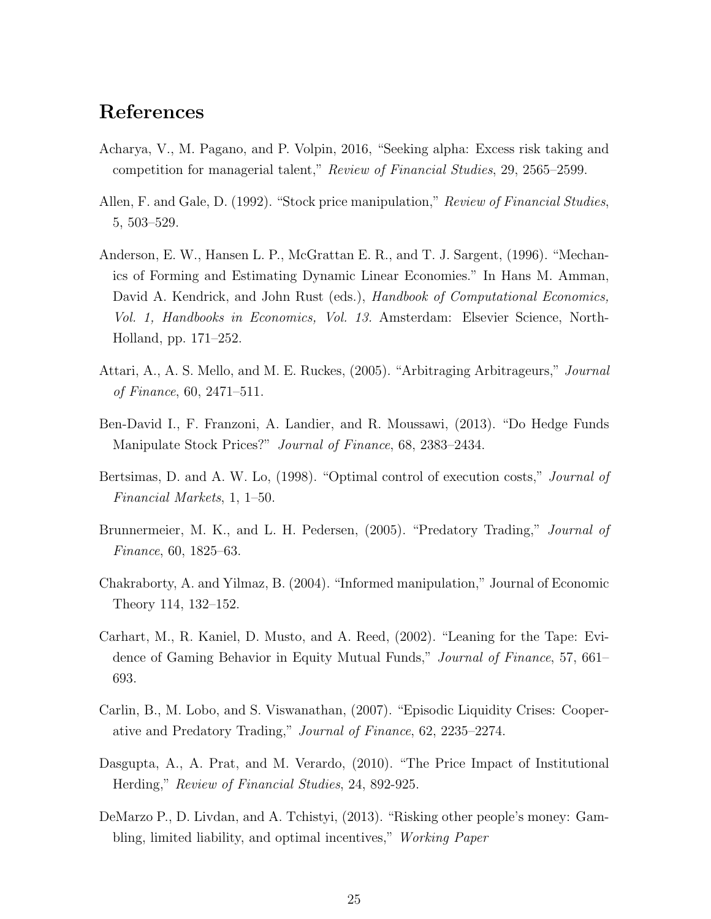## References

Acharya, V., M. Pagano, and P. Volpin, 2016, "Seeking alpha: Excess risk taking and competition for managerial talent," *Review of Financial Studies*, 29, 2565–2599.

Allen, F. and Gale, D. (1992). "Stock price manipulation," *Review of Financial Studies*, 5, 503–529.

Anderson, E. W., Hansen L. P., McGrattan E. R., and T. J. Sargent, (1996). "Mechanics of Forming and Estimating Dynamic Linear Economies." In Hans M. Amman, David A. Kendrick, and John Rust (eds.), *Handbook of Computational Economics, Vol. 1, Handbooks in Economics, Vol. 13.* Amsterdam: Elsevier Science, North-Holland, pp. 171–252.

Attari, A., A. S. Mello, and M. E. Ruckes, (2005). "Arbitraging Arbitrageurs," *Journal of Finance*, 60, 2471–511.

Ben-David I., F. Franzoni, A. Landier, and R. Moussawi, (2013). "Do Hedge Funds Manipulate Stock Prices?" *Journal of Finance*, 68, 2383–2434.

Bertsimas, D. and A. W. Lo, (1998). "Optimal control of execution costs," *Journal of Financial Markets*, 1, 1–50.

Brunnermeier, M. K., and L. H. Pedersen, (2005). "Predatory Trading," *Journal of Finance*, 60, 1825–63.

Chakraborty, A. and Yilmaz, B. (2004). "Informed manipulation," Journal of Economic Theory 114, 132–152.

Carhart, M., R. Kaniel, D. Musto, and A. Reed, (2002). "Leaning for the Tape: Evidence of Gaming Behavior in Equity Mutual Funds," *Journal of Finance*, 57, 661–693.

Carlin, B., M. Lobo, and S. Viswanathan, (2007). "Episodic Liquidity Crises: Cooperative and Predatory Trading," *Journal of Finance*, 62, 2235–2274.

Dasgupta, A., A. Prat, and M. Verardo, (2010). "The Price Impact of Institutional Herding," *Review of Financial Studies*, 24, 892-925.

DeMarzo P., D. Livdan, and A. Tchistyi, (2013). "Risking other people's money: Gambling, limited liability, and optimal incentives," *Working Paper*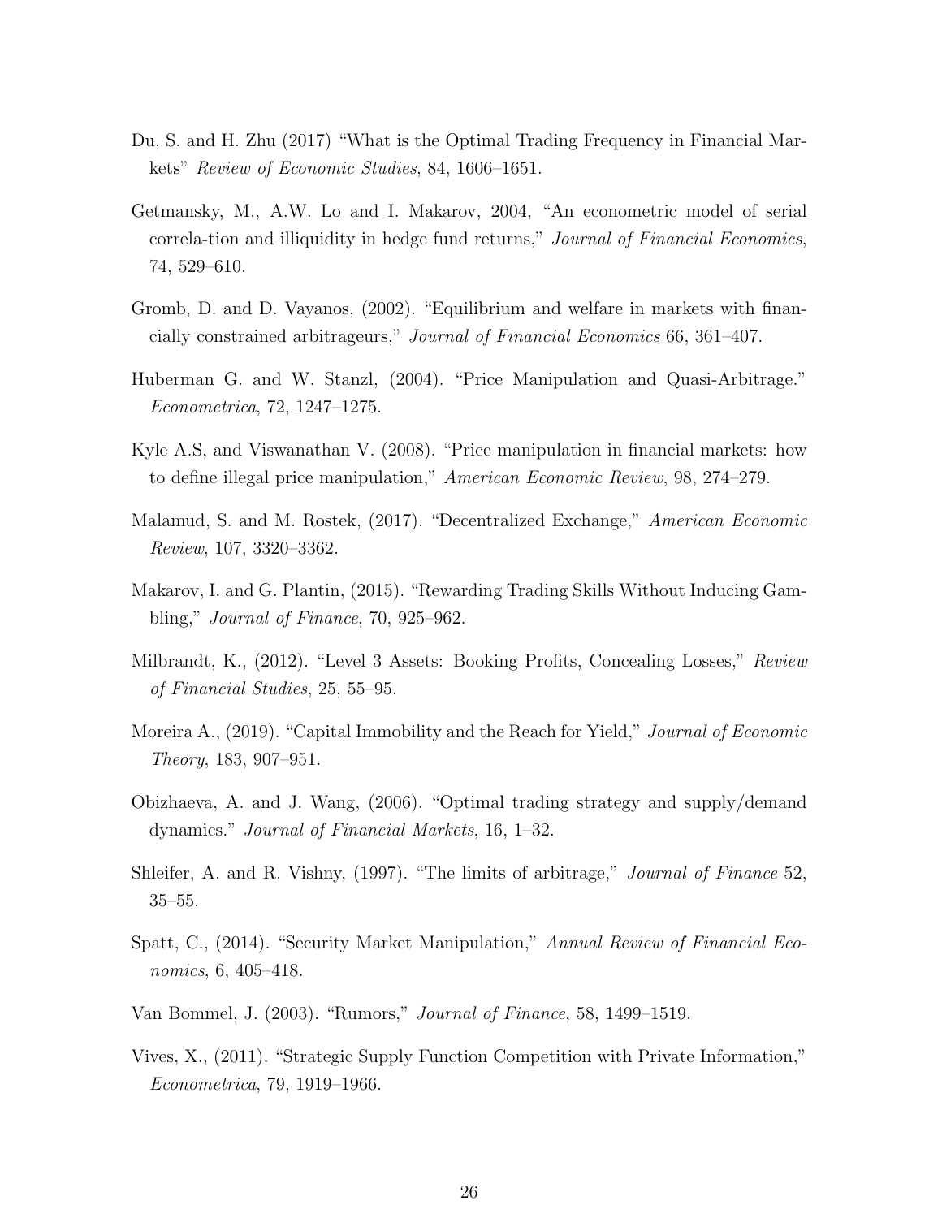Du, S. and H. Zhu (2017) "What is the Optimal Trading Frequency in Financial Markets" *Review of Economic Studies*, 84, 1606–1651.

Getmansky, M., A.W. Lo and I. Makarov, 2004, "An econometric model of serial correla-tion and illiquidity in hedge fund returns," *Journal of Financial Economics*, 74, 529–610.

Gromb, D. and D. Vayanos, (2002). "Equilibrium and welfare in markets with financially constrained arbitrageurs," *Journal of Financial Economics* 66, 361–407.

Huberman G. and W. Stanzl, (2004). "Price Manipulation and Quasi-Arbitrage." *Econometrica*, 72, 1247–1275.

Kyle A.S, and Viswanathan V. (2008). "Price manipulation in financial markets: how to define illegal price manipulation," *American Economic Review*, 98, 274–279.

Malamud, S. and M. Rostek, (2017). "Decentralized Exchange," *American Economic Review*, 107, 3320–3362.

Makarov, I. and G. Plantin, (2015). "Rewarding Trading Skills Without Inducing Gambling," *Journal of Finance*, 70, 925–962.

Milbrandt, K., (2012). "Level 3 Assets: Booking Profits, Concealing Losses," *Review of Financial Studies*, 25, 55–95.

Moreira A., (2019). "Capital Immobility and the Reach for Yield," *Journal of Economic Theory*, 183, 907–951.

Obizhaeva, A. and J. Wang, (2006). "Optimal trading strategy and supply/demand dynamics." *Journal of Financial Markets*, 16, 1–32.

Shleifer, A. and R. Vishny, (1997). "The limits of arbitrage," *Journal of Finance* 52, 35–55.

Spatt, C., (2014). "Security Market Manipulation," *Annual Review of Financial Economics*, 6, 405–418.

Van Bommel, J. (2003). "Rumors," *Journal of Finance*, 58, 1499–1519.

Vives, X., (2011). "Strategic Supply Function Competition with Private Information," *Econometrica*, 79, 1919–1966.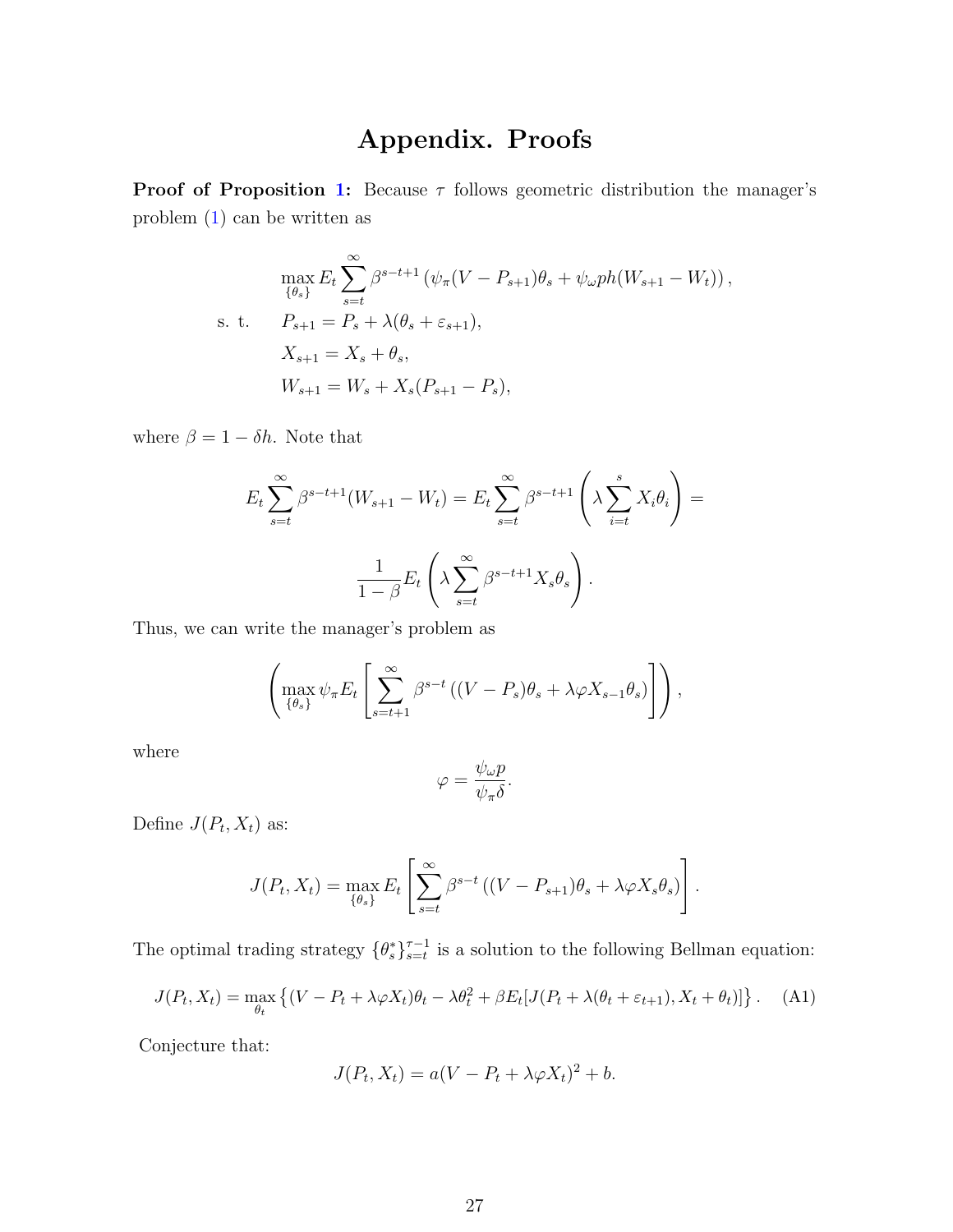# Appendix. Proofs

**Proof of Proposition 1:** Because $\tau$ follows geometric distribution the manager's problem (1) can be written as

$$
\begin{aligned}
&\max_{\{\theta_s\}} E_t \sum_{s=t}^{\infty} \beta^{s-t+1} \left( \psi_\pi (V - P_{s+1})\theta_s + \psi_\omega ph(W_{s+1} - W_t) \right), \\
\text{s. t.} \quad & P_{s+1} = P_s + \lambda(\theta_s + \varepsilon_{s+1}), \\
& X_{s+1} = X_s + \theta_s, \\
& W_{s+1} = W_s + X_s(P_{s+1} - P_s),
\end{aligned}
$$

where $\beta = 1 - \delta h$. Note that

$$
E_t \sum_{s=t}^{\infty} \beta^{s-t+1}(W_{s+1} - W_t) = E_t \sum_{s=t}^{\infty} \beta^{s-t+1} \left( \lambda \sum_{i=t}^{s} X_i \theta_i \right) =
$$

$$
\frac{1}{1-\beta} E_t \left( \lambda \sum_{s=t}^{\infty} \beta^{s-t+1} X_s \theta_s \right).
$$

Thus, we can write the manager's problem as

$$
\left( \max_{\{\theta_s\}} \psi_\pi E_t \left[ \sum_{s=t+1}^{\infty} \beta^{s-t} \left( (V - P_s)\theta_s + \lambda \varphi X_{s-1} \theta_s \right) \right] \right),
$$

where

$$
\varphi = \frac{\psi_\omega p}{\psi_\pi \delta}.
$$

Define $J(P_t, X_t)$ as:

$$
J(P_t, X_t) = \max_{\{\theta_s\}} E_t \left[ \sum_{s=t}^{\infty} \beta^{s-t} \left( (V - P_{s+1})\theta_s + \lambda \varphi X_s \theta_s \right) \right].
$$

The optimal trading strategy $\{\theta_s^*\}_{s=t}^{\tau-1}$ is a solution to the following Bellman equation:

$$
J(P_t, X_t) = \max_{\theta_t} \left\{ (V - P_t + \lambda \varphi X_t)\theta_t - \lambda \theta_t^2 + \beta E_t[J(P_t + \lambda(\theta_t + \varepsilon_{t+1}), X_t + \theta_t)] \right\}. \quad \text{(A1)}
$$

Conjecture that:

$$
J(P_t, X_t) = a(V - P_t + \lambda \varphi X_t)^2 + b.
$$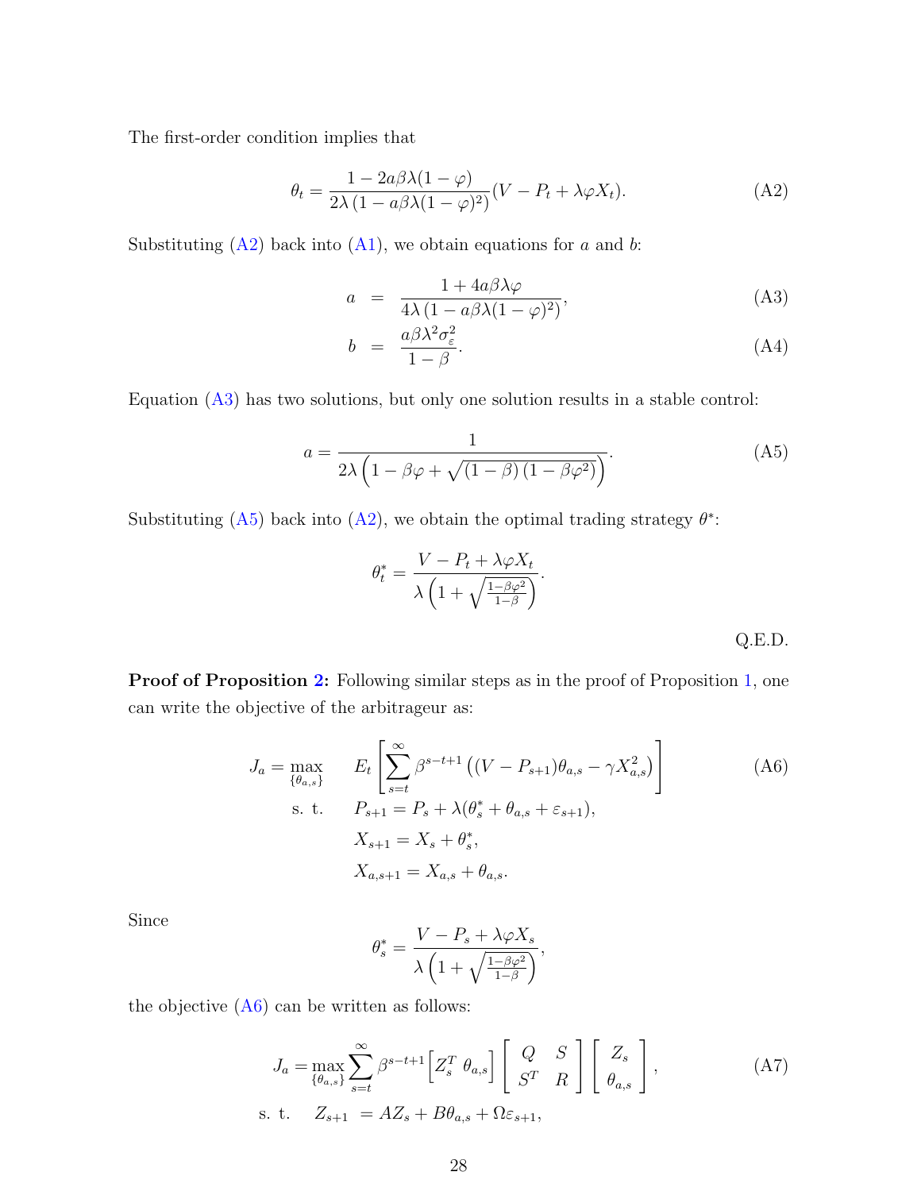The first-order condition implies that

$$\theta_t = \frac{1 - 2a\beta\lambda(1-\varphi)}{2\lambda\left(1 - a\beta\lambda(1-\varphi)^2\right)}(V - P_t + \lambda\varphi X_t). \tag{A2}$$

Substituting (A2) back into (A1), we obtain equations for $a$ and $b$:

$$a = \frac{1 + 4a\beta\lambda\varphi}{4\lambda\left(1 - a\beta\lambda(1-\varphi)^2\right)}, \tag{A3}$$

$$b = \frac{a\beta\lambda^2\sigma_\varepsilon^2}{1-\beta}. \tag{A4}$$

Equation (A3) has two solutions, but only one solution results in a stable control:

$$a = \frac{1}{2\lambda\left(1 - \beta\varphi + \sqrt{(1-\beta)\left(1-\beta\varphi^2\right)}\right)}. \tag{A5}$$

Substituting (A5) back into (A2), we obtain the optimal trading strategy $\theta^*$:

$$\theta_t^* = \frac{V - P_t + \lambda\varphi X_t}{\lambda\left(1 + \sqrt{\frac{1-\beta\varphi^2}{1-\beta}}\right)}.$$

Q.E.D.

**Proof of Proposition 2:** Following similar steps as in the proof of Proposition 1, one can write the objective of the arbitrageur as:

$$\begin{aligned}
J_a = \max_{\{\theta_{a,s}\}} \quad & E_t\left[\sum_{s=t}^{\infty} \beta^{s-t+1}\left((V - P_{s+1})\theta_{a,s} - \gamma X_{a,s}^2\right)\right] \\
\text{s. t.} \quad & P_{s+1} = P_s + \lambda(\theta_s^* + \theta_{a,s} + \varepsilon_{s+1}), \\
& X_{s+1} = X_s + \theta_s^*, \\
& X_{a,s+1} = X_{a,s} + \theta_{a,s}.
\end{aligned} \tag{A6}$$

Since

$$\theta_s^* = \frac{V - P_s + \lambda\varphi X_s}{\lambda\left(1 + \sqrt{\frac{1-\beta\varphi^2}{1-\beta}}\right)},$$

the objective (A6) can be written as follows:

$$\begin{aligned}
J_a = \max_{\{\theta_{a,s}\}} & \sum_{s=t}^{\infty} \beta^{s-t+1}\begin{bmatrix} Z_s^T & \theta_{a,s}\end{bmatrix}\begin{bmatrix} Q & S \\ S^T & R\end{bmatrix}\begin{bmatrix} Z_s \\ \theta_{a,s}\end{bmatrix}, \\
\text{s. t.} \quad Z_{s+1} & = AZ_s + B\theta_{a,s} + \Omega\varepsilon_{s+1},
\end{aligned} \tag{A7}$$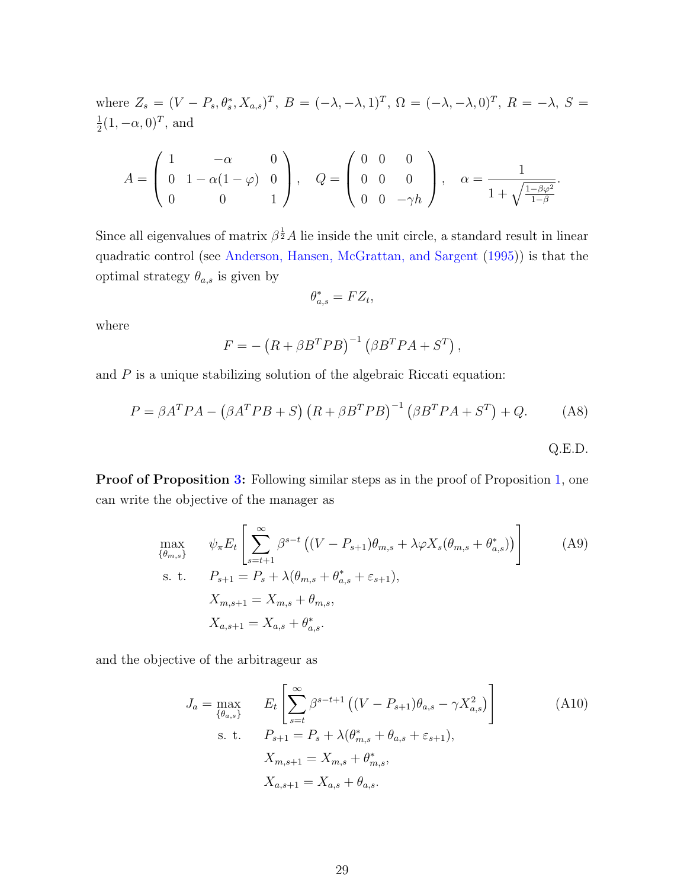where $Z_s = (V - P_s, \theta_s^*, X_{a,s})^T$, $B = (-\lambda, -\lambda, 1)^T$, $\Omega = (-\lambda, -\lambda, 0)^T$, $R = -\lambda$, $S = \frac{1}{2}(1, -\alpha, 0)^T$, and

$$A = \begin{pmatrix} 1 & -\alpha & 0 \\ 0 & 1 - \alpha(1-\varphi) & 0 \\ 0 & 0 & 1 \end{pmatrix}, \quad Q = \begin{pmatrix} 0 & 0 & 0 \\ 0 & 0 & 0 \\ 0 & 0 & -\gamma h \end{pmatrix}, \quad \alpha = \frac{1}{1 + \sqrt{\frac{1-\beta\varphi^2}{1-\beta}}}.$$

Since all eigenvalues of matrix $\beta^{\frac{1}{2}} A$ lie inside the unit circle, a standard result in linear quadratic control (see Anderson, Hansen, McGrattan, and Sargent (1995)) is that the optimal strategy $\theta_{a,s}$ is given by

$$\theta_{a,s}^* = F Z_t,$$

where

$$F = -\left(R + \beta B^T P B\right)^{-1} \left(\beta B^T P A + S^T\right),$$

and $P$ is a unique stabilizing solution of the algebraic Riccati equation:

$$P = \beta A^T P A - \left(\beta A^T P B + S\right)\left(R + \beta B^T P B\right)^{-1}\left(\beta B^T P A + S^T\right) + Q. \tag{A8}$$

Q.E.D.

**Proof of Proposition 3:** Following similar steps as in the proof of Proposition 1, one can write the objective of the manager as

$$\begin{aligned} \max_{\{\theta_{m,s}\}} \quad & \psi_\pi E_t \left[ \sum_{s=t+1}^{\infty} \beta^{s-t} \left( (V - P_{s+1})\theta_{m,s} + \lambda\varphi X_s(\theta_{m,s} + \theta_{a,s}^*) \right) \right] \\ \text{s. t.} \quad & P_{s+1} = P_s + \lambda(\theta_{m,s} + \theta_{a,s}^* + \varepsilon_{s+1}), \\ & X_{m,s+1} = X_{m,s} + \theta_{m,s}, \\ & X_{a,s+1} = X_{a,s} + \theta_{a,s}^*. \end{aligned} \tag{A9}$$

and the objective of the arbitrageur as

$$\begin{aligned} J_a = \max_{\{\theta_{a,s}\}} \quad & E_t \left[ \sum_{s=t}^{\infty} \beta^{s-t+1} \left( (V - P_{s+1})\theta_{a,s} - \gamma X_{a,s}^2 \right) \right] \\ \text{s. t.} \quad & P_{s+1} = P_s + \lambda(\theta_{m,s}^* + \theta_{a,s} + \varepsilon_{s+1}), \\ & X_{m,s+1} = X_{m,s} + \theta_{m,s}^*, \\ & X_{a,s+1} = X_{a,s} + \theta_{a,s}. \end{aligned} \tag{A10}$$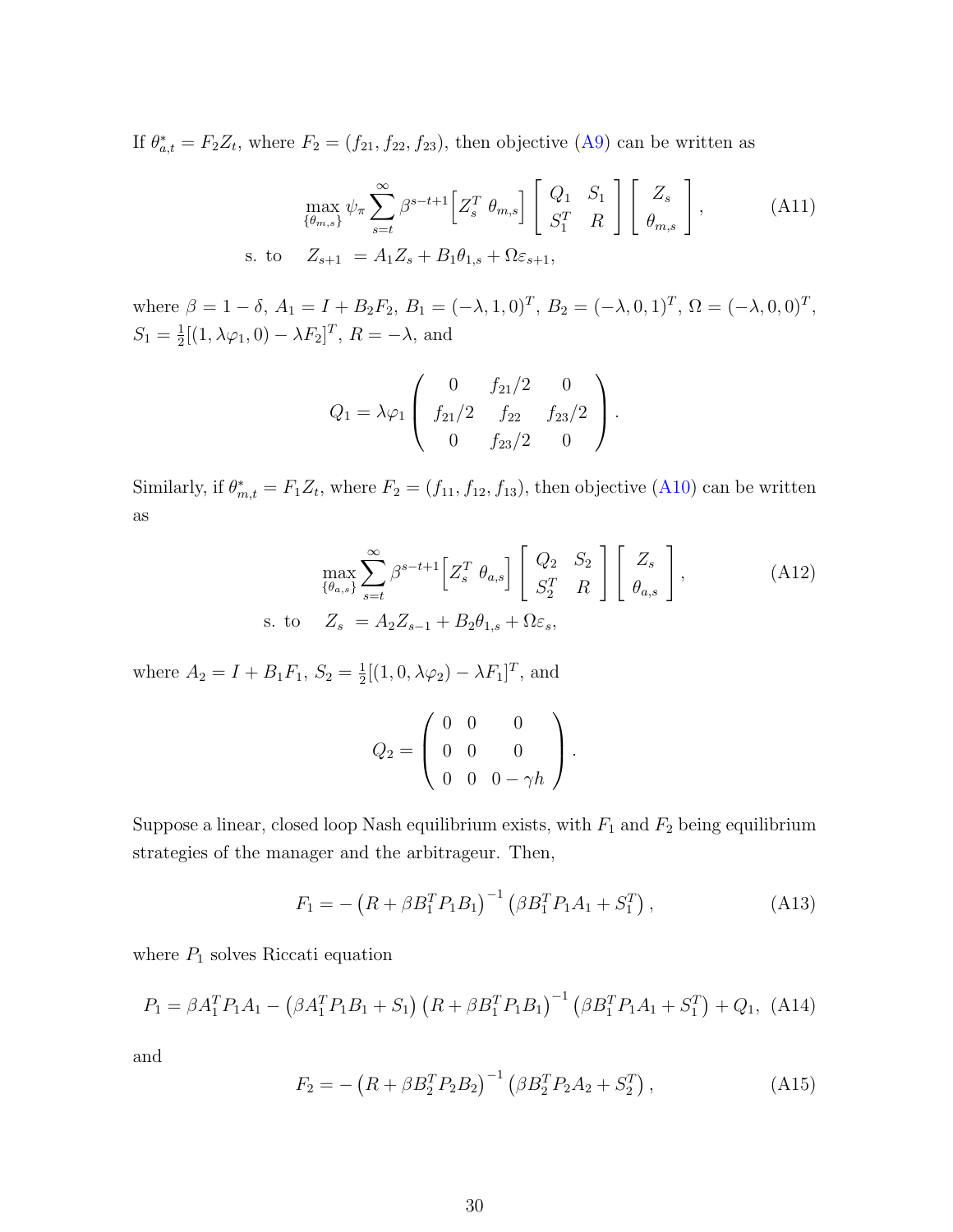If $\theta^*_{a,t} = F_2 Z_t$, where $F_2 = (f_{21}, f_{22}, f_{23})$, then objective (A9) can be written as

$$
\begin{aligned}
&\max_{\{\theta_{m,s}\}} \psi_\pi \sum_{s=t}^{\infty} \beta^{s-t+1} \Big[ Z_s^T \ \theta_{m,s} \Big] \begin{bmatrix} Q_1 & S_1 \\ S_1^T & R \end{bmatrix} \begin{bmatrix} Z_s \\ \theta_{m,s} \end{bmatrix}, \qquad \text{(A11)} \\
&\text{s. to} \quad Z_{s+1} = A_1 Z_s + B_1 \theta_{1,s} + \Omega \varepsilon_{s+1},
\end{aligned}
$$

where $\beta = 1 - \delta$, $A_1 = I + B_2 F_2$, $B_1 = (-\lambda, 1, 0)^T$, $B_2 = (-\lambda, 0, 1)^T$, $\Omega = (-\lambda, 0, 0)^T$, $S_1 = \frac{1}{2}[(1, \lambda\varphi_1, 0) - \lambda F_2]^T$, $R = -\lambda$, and

$$
Q_1 = \lambda\varphi_1 \begin{pmatrix} 0 & f_{21}/2 & 0 \\ f_{21}/2 & f_{22} & f_{23}/2 \\ 0 & f_{23}/2 & 0 \end{pmatrix}.
$$

Similarly, if $\theta^*_{m,t} = F_1 Z_t$, where $F_2 = (f_{11}, f_{12}, f_{13})$, then objective (A10) can be written as

$$
\begin{aligned}
&\max_{\{\theta_{a,s}\}} \sum_{s=t}^{\infty} \beta^{s-t+1} \Big[ Z_s^T \ \theta_{a,s} \Big] \begin{bmatrix} Q_2 & S_2 \\ S_2^T & R \end{bmatrix} \begin{bmatrix} Z_s \\ \theta_{a,s} \end{bmatrix}, \qquad \text{(A12)} \\
&\text{s. to} \quad Z_s = A_2 Z_{s-1} + B_2 \theta_{1,s} + \Omega \varepsilon_s,
\end{aligned}
$$

where $A_2 = I + B_1 F_1$, $S_2 = \frac{1}{2}[(1, 0, \lambda\varphi_2) - \lambda F_1]^T$, and

$$
Q_2 = \begin{pmatrix} 0 & 0 & 0 \\ 0 & 0 & 0 \\ 0 & 0 & 0 - \gamma h \end{pmatrix}.
$$

Suppose a linear, closed loop Nash equilibrium exists, with $F_1$ and $F_2$ being equilibrium strategies of the manager and the arbitrageur. Then,

$$
F_1 = -\left(R + \beta B_1^T P_1 B_1\right)^{-1} \left(\beta B_1^T P_1 A_1 + S_1^T\right), \qquad \text{(A13)}
$$

where $P_1$ solves Riccati equation

$$
P_1 = \beta A_1^T P_1 A_1 - \left(\beta A_1^T P_1 B_1 + S_1\right) \left(R + \beta B_1^T P_1 B_1\right)^{-1} \left(\beta B_1^T P_1 A_1 + S_1^T\right) + Q_1, \qquad \text{(A14)}
$$

and

$$
F_2 = -\left(R + \beta B_2^T P_2 B_2\right)^{-1} \left(\beta B_2^T P_2 A_2 + S_2^T\right), \qquad \text{(A15)}
$$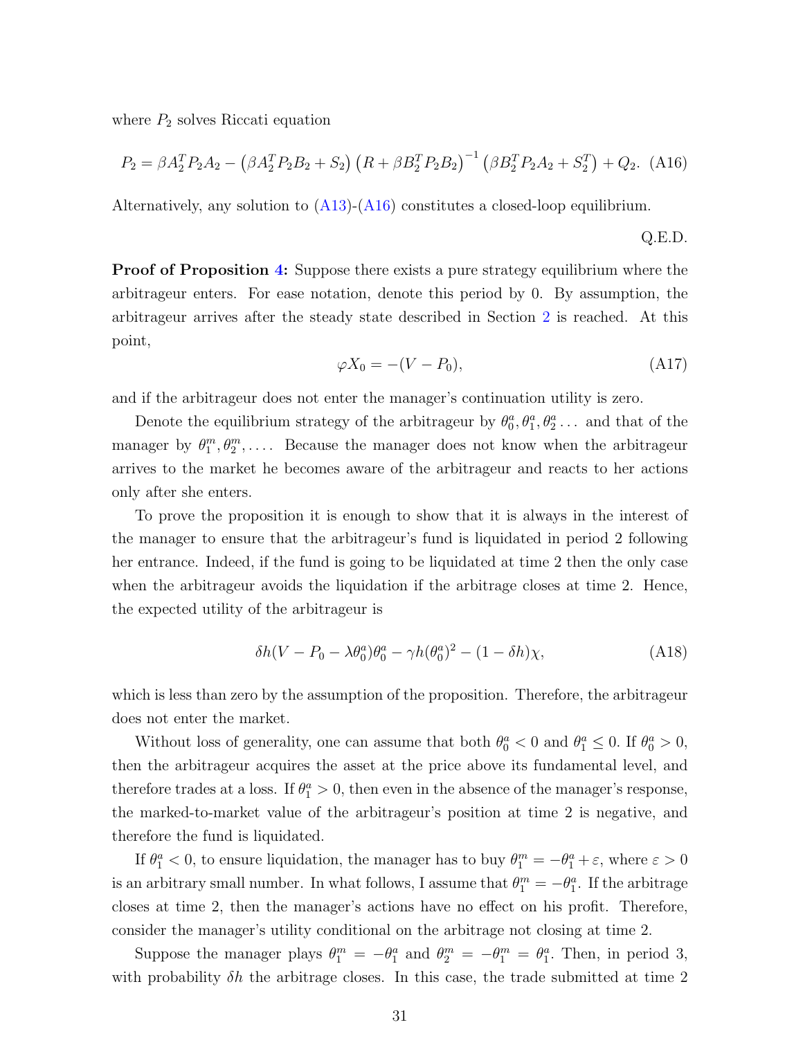where $P_2$ solves Riccati equation

$$P_2 = \beta A_2^T P_2 A_2 - \left(\beta A_2^T P_2 B_2 + S_2\right)\left(R + \beta B_2^T P_2 B_2\right)^{-1}\left(\beta B_2^T P_2 A_2 + S_2^T\right) + Q_2. \quad \text{(A16)}$$

Alternatively, any solution to (A13)-(A16) constitutes a closed-loop equilibrium.

Q.E.D.

**Proof of Proposition 4:** Suppose there exists a pure strategy equilibrium where the arbitrageur enters. For ease notation, denote this period by 0. By assumption, the arbitrageur arrives after the steady state described in Section 2 is reached. At this point,

$$\varphi X_0 = -(V - P_0), \quad \text{(A17)}$$

and if the arbitrageur does not enter the manager's continuation utility is zero.

Denote the equilibrium strategy of the arbitrageur by $\theta_0^a, \theta_1^a, \theta_2^a \ldots$ and that of the manager by $\theta_1^m, \theta_2^m, \ldots$. Because the manager does not know when the arbitrageur arrives to the market he becomes aware of the arbitrageur and reacts to her actions only after she enters.

To prove the proposition it is enough to show that it is always in the interest of the manager to ensure that the arbitrageur's fund is liquidated in period 2 following her entrance. Indeed, if the fund is going to be liquidated at time 2 then the only case when the arbitrageur avoids the liquidation if the arbitrage closes at time 2. Hence, the expected utility of the arbitrageur is

$$\delta h(V - P_0 - \lambda\theta_0^a)\theta_0^a - \gamma h(\theta_0^a)^2 - (1 - \delta h)\chi, \quad \text{(A18)}$$

which is less than zero by the assumption of the proposition. Therefore, the arbitrageur does not enter the market.

Without loss of generality, one can assume that both $\theta_0^a < 0$ and $\theta_1^a \leq 0$. If $\theta_0^a > 0$, then the arbitrageur acquires the asset at the price above its fundamental level, and therefore trades at a loss. If $\theta_1^a > 0$, then even in the absence of the manager's response, the marked-to-market value of the arbitrageur's position at time 2 is negative, and therefore the fund is liquidated.

If $\theta_1^a < 0$, to ensure liquidation, the manager has to buy $\theta_1^m = -\theta_1^a + \varepsilon$, where $\varepsilon > 0$ is an arbitrary small number. In what follows, I assume that $\theta_1^m = -\theta_1^a$. If the arbitrage closes at time 2, then the manager's actions have no effect on his profit. Therefore, consider the manager's utility conditional on the arbitrage not closing at time 2.

Suppose the manager plays $\theta_1^m = -\theta_1^a$ and $\theta_2^m = -\theta_1^m = \theta_1^a$. Then, in period 3, with probability $\delta h$ the arbitrage closes. In this case, the trade submitted at time 2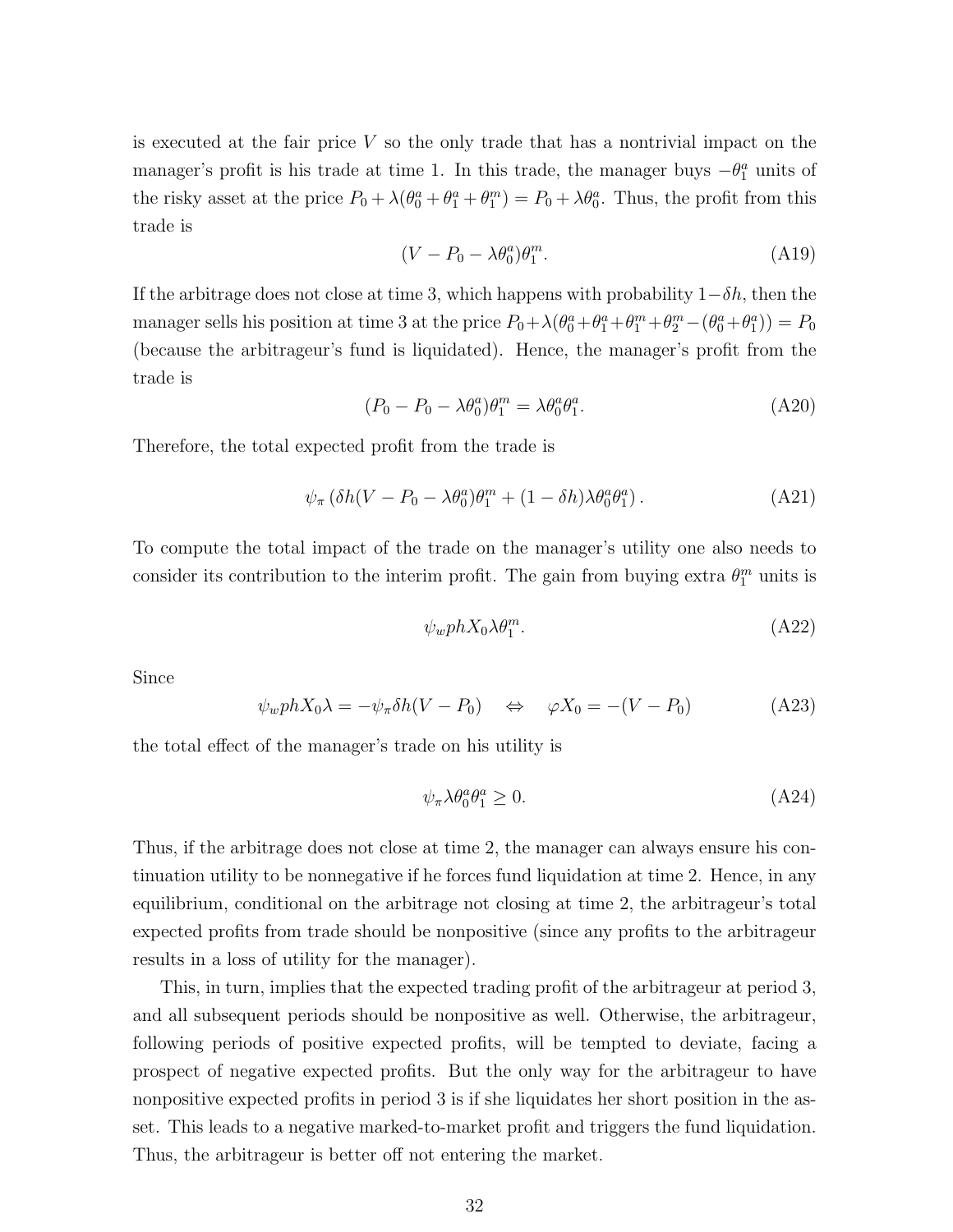is executed at the fair price $V$ so the only trade that has a nontrivial impact on the manager's profit is his trade at time 1. In this trade, the manager buys $-\theta_1^a$ units of the risky asset at the price $P_0 + \lambda(\theta_0^a + \theta_1^a + \theta_1^m) = P_0 + \lambda\theta_0^a$. Thus, the profit from this trade is

$$(V - P_0 - \lambda\theta_0^a)\theta_1^m. \tag{A19}$$

If the arbitrage does not close at time 3, which happens with probability $1-\delta h$, then the manager sells his position at time 3 at the price $P_0+\lambda(\theta_0^a+\theta_1^a+\theta_1^m+\theta_2^m-(\theta_0^a+\theta_1^a)) = P_0$ (because the arbitrageur's fund is liquidated). Hence, the manager's profit from the trade is

$$(P_0 - P_0 - \lambda\theta_0^a)\theta_1^m = \lambda\theta_0^a\theta_1^a. \tag{A20}$$

Therefore, the total expected profit from the trade is

$$\psi_\pi \left(\delta h(V - P_0 - \lambda\theta_0^a)\theta_1^m + (1 - \delta h)\lambda\theta_0^a\theta_1^a\right). \tag{A21}$$

To compute the total impact of the trade on the manager's utility one also needs to consider its contribution to the interim profit. The gain from buying extra $\theta_1^m$ units is

$$\psi_w phX_0\lambda\theta_1^m. \tag{A22}$$

Since

$$\psi_w phX_0\lambda = -\psi_\pi\delta h(V - P_0) \quad \Leftrightarrow \quad \varphi X_0 = -(V - P_0) \tag{A23}$$

the total effect of the manager's trade on his utility is

$$\psi_\pi\lambda\theta_0^a\theta_1^a \geq 0. \tag{A24}$$

Thus, if the arbitrage does not close at time 2, the manager can always ensure his continuation utility to be nonnegative if he forces fund liquidation at time 2. Hence, in any equilibrium, conditional on the arbitrage not closing at time 2, the arbitrageur's total expected profits from trade should be nonpositive (since any profits to the arbitrageur results in a loss of utility for the manager).

This, in turn, implies that the expected trading profit of the arbitrageur at period 3, and all subsequent periods should be nonpositive as well. Otherwise, the arbitrageur, following periods of positive expected profits, will be tempted to deviate, facing a prospect of negative expected profits. But the only way for the arbitrageur to have nonpositive expected profits in period 3 is if she liquidates her short position in the asset. This leads to a negative marked-to-market profit and triggers the fund liquidation. Thus, the arbitrageur is better off not entering the market.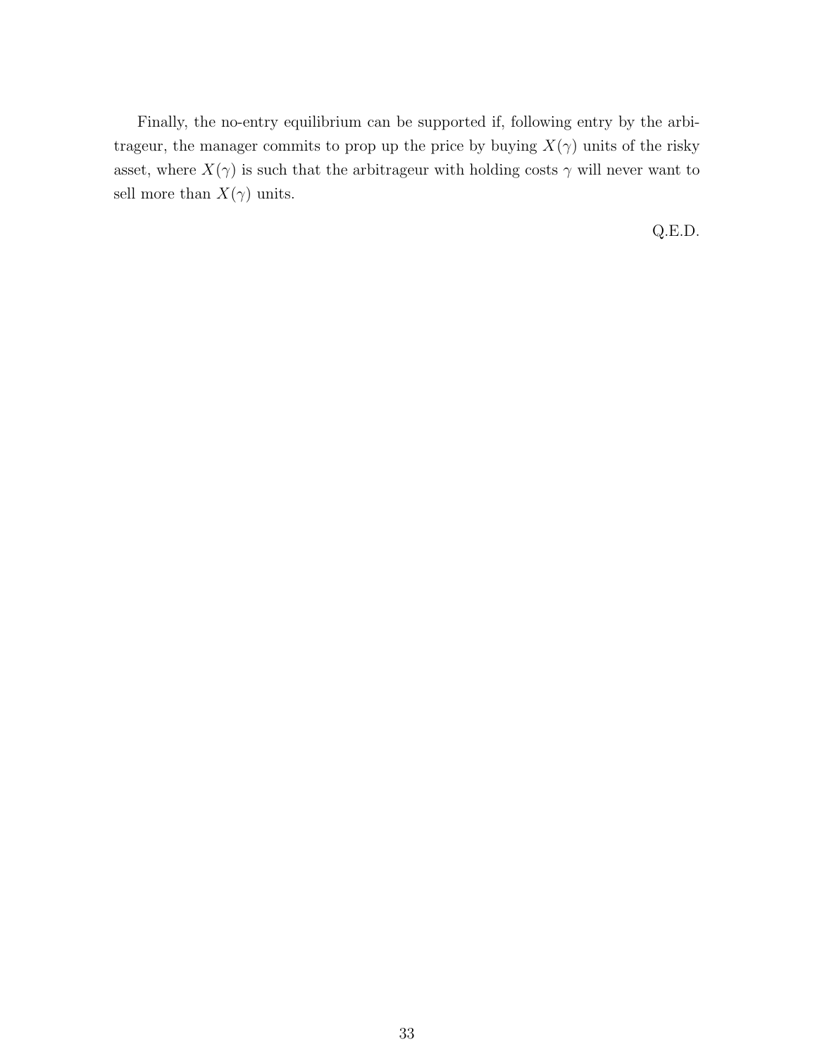Finally, the no-entry equilibrium can be supported if, following entry by the arbitrageur, the manager commits to prop up the price by buying $X(\gamma)$ units of the risky asset, where $X(\gamma)$ is such that the arbitrageur with holding costs $\gamma$ will never want to sell more than $X(\gamma)$ units.

Q.E.D.